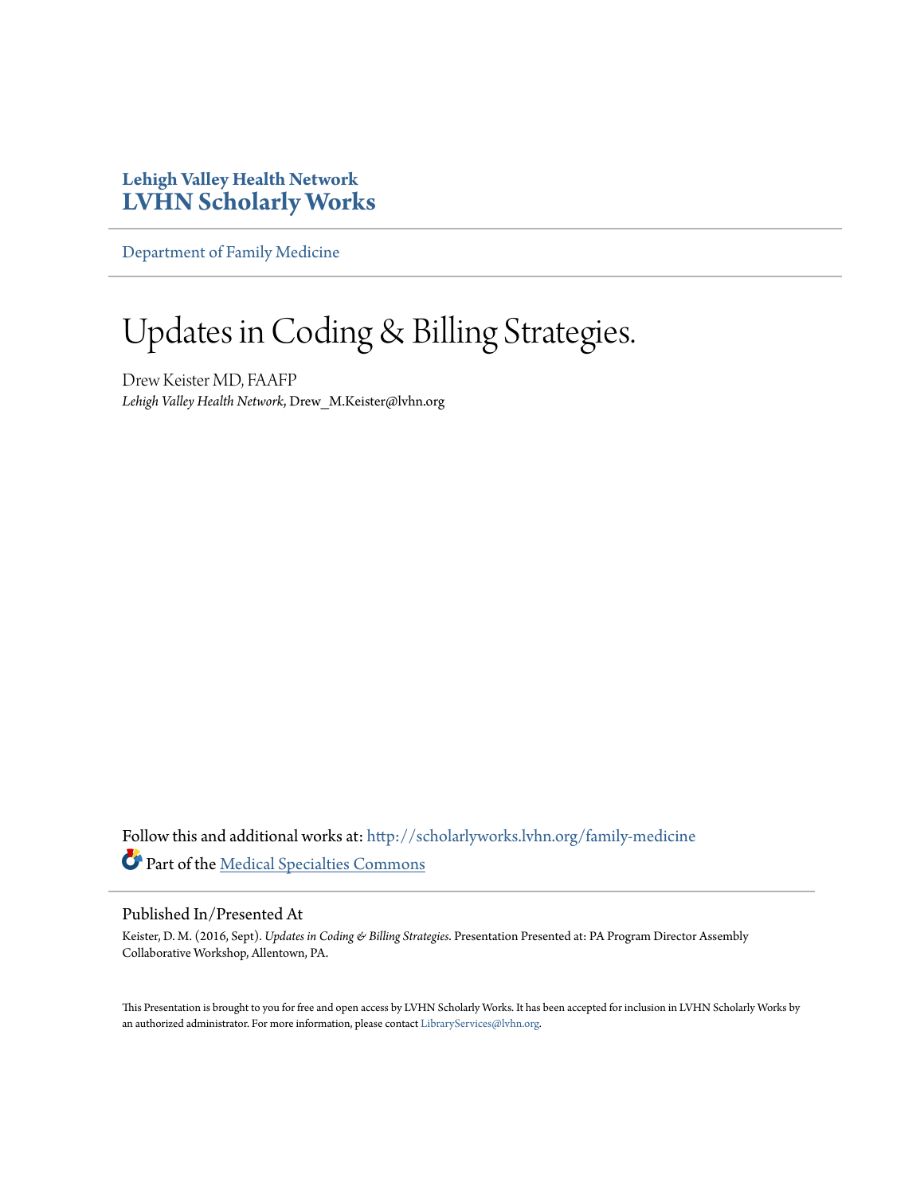**Lehigh Valley Health Network**
**LVHN Scholarly Works**

Department of Family Medicine

# Updates in Coding & Billing Strategies.

Drew Keister MD, FAAFP
*Lehigh Valley Health Network*, Drew_M.Keister@lvhn.org

Follow this and additional works at: http://scholarlyworks.lvhn.org/family-medicine
Part of the Medical Specialties Commons

## Published In/Presented At

Keister, D. M. (2016, Sept). *Updates in Coding & Billing Strategies*. Presentation Presented at: PA Program Director Assembly Collaborative Workshop, Allentown, PA.

This Presentation is brought to you for free and open access by LVHN Scholarly Works. It has been accepted for inclusion in LVHN Scholarly Works by an authorized administrator. For more information, please contact LibraryServices@lvhn.org.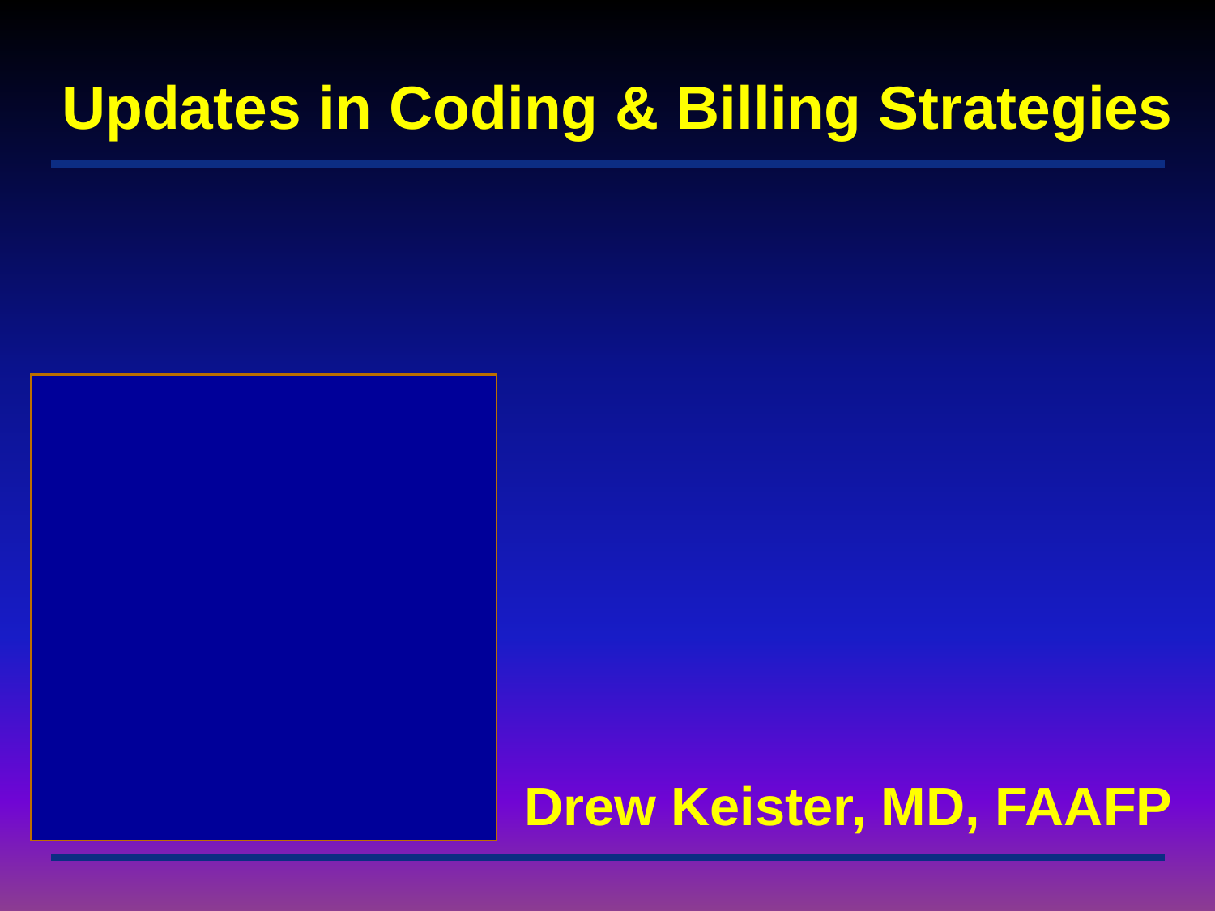# Updates in Coding & Billing Strategies

Drew Keister, MD, FAAFP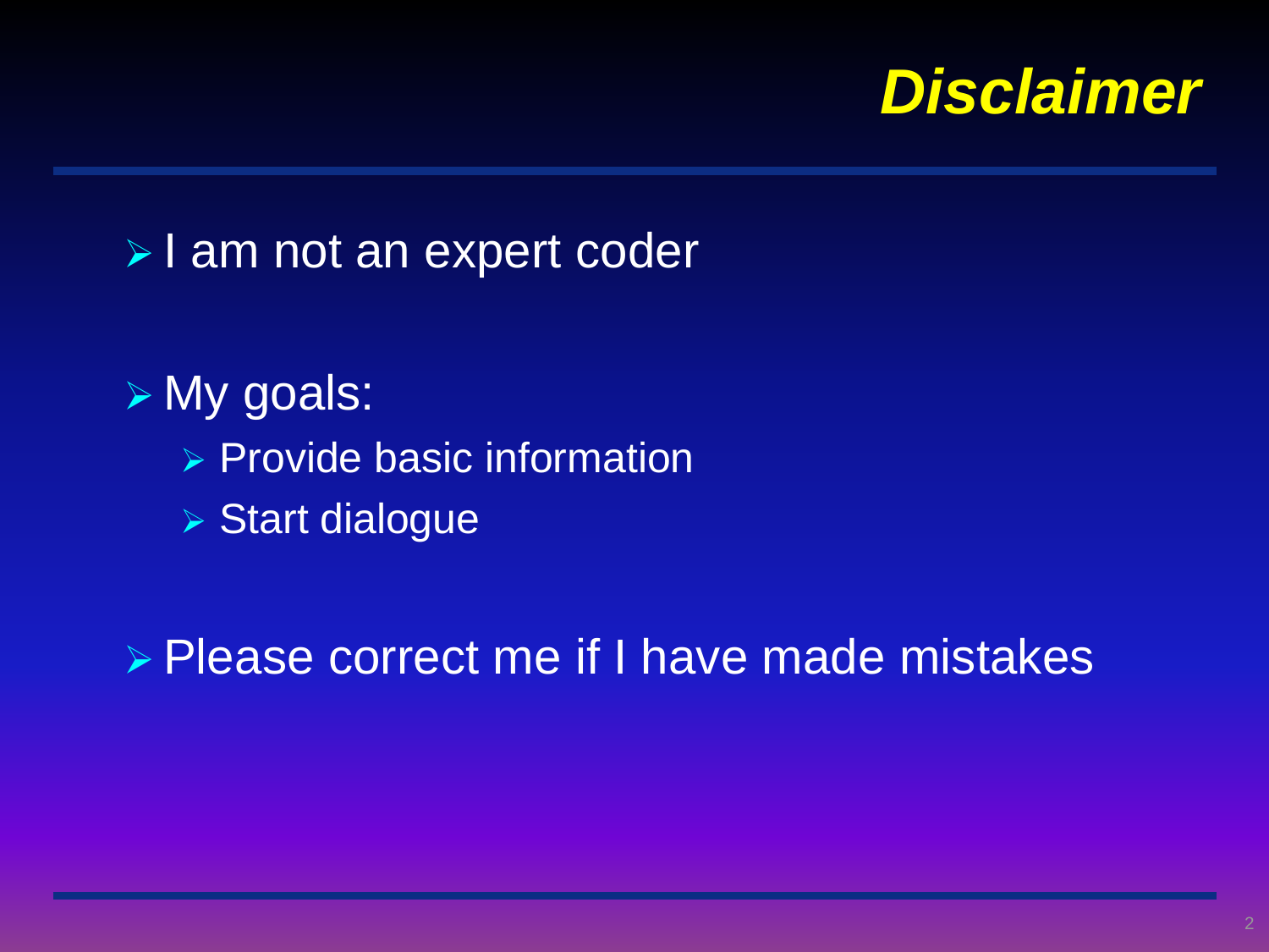# *Disclaimer*

- I am not an expert coder
- My goals:
  - Provide basic information
  - Start dialogue
- Please correct me if I have made mistakes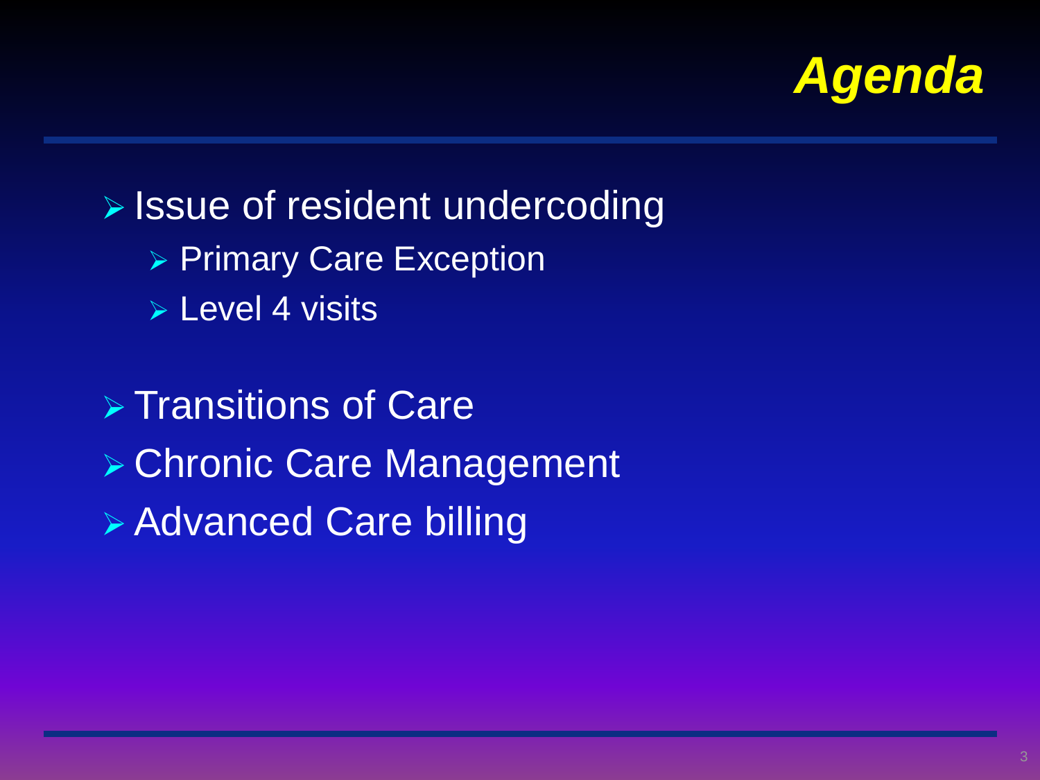# Agenda

- Issue of resident undercoding
  - Primary Care Exception
  - Level 4 visits
- Transitions of Care
- Chronic Care Management
- Advanced Care billing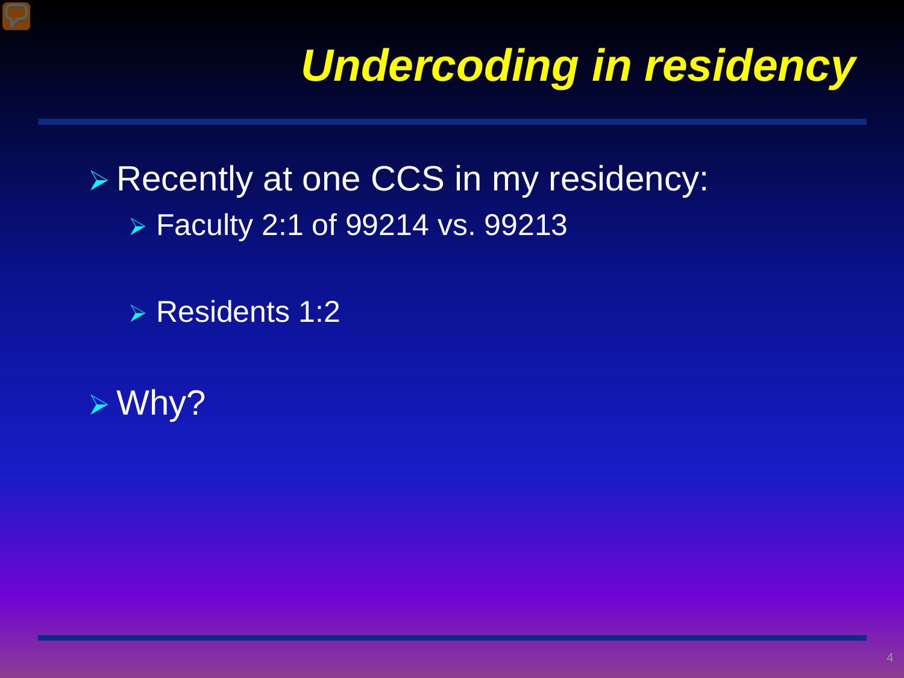# *Undercoding in residency*

- Recently at one CCS in my residency:
  - Faculty 2:1 of 99214 vs. 99213
  - Residents 1:2
- Why?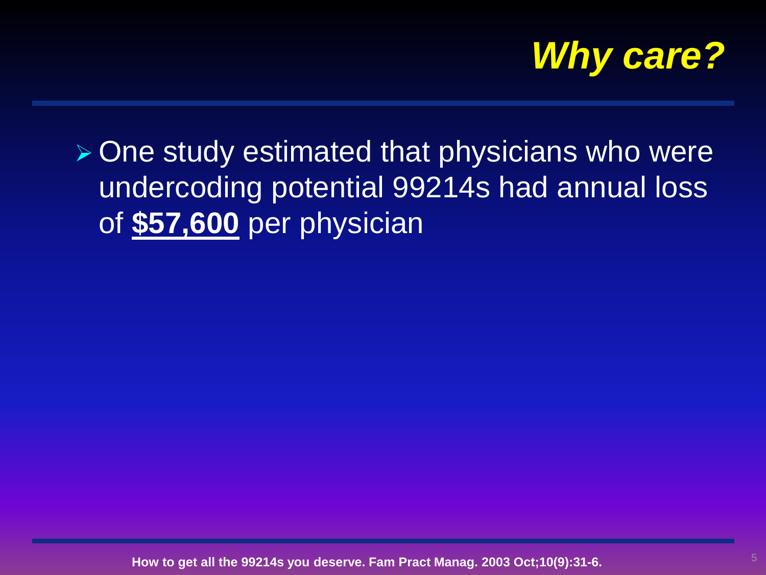# *Why care?*

- One study estimated that physicians who were undercoding potential 99214s had annual loss of **$57,600** per physician

**How to get all the 99214s you deserve. Fam Pract Manag. 2003 Oct;10(9):31-6.**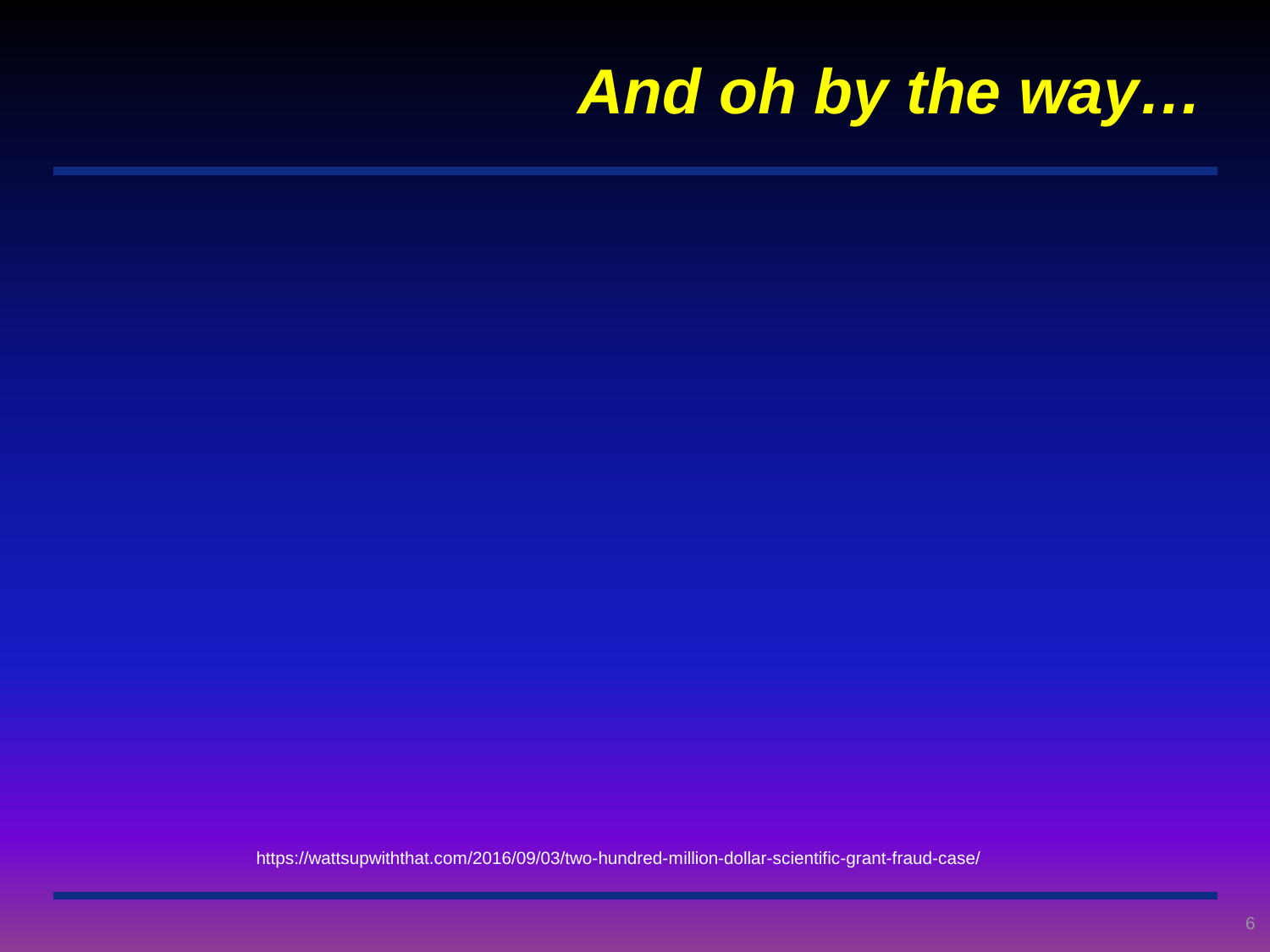# *And oh by the way…*

https://wattsupwiththat.com/2016/09/03/two-hundred-million-dollar-scientific-grant-fraud-case/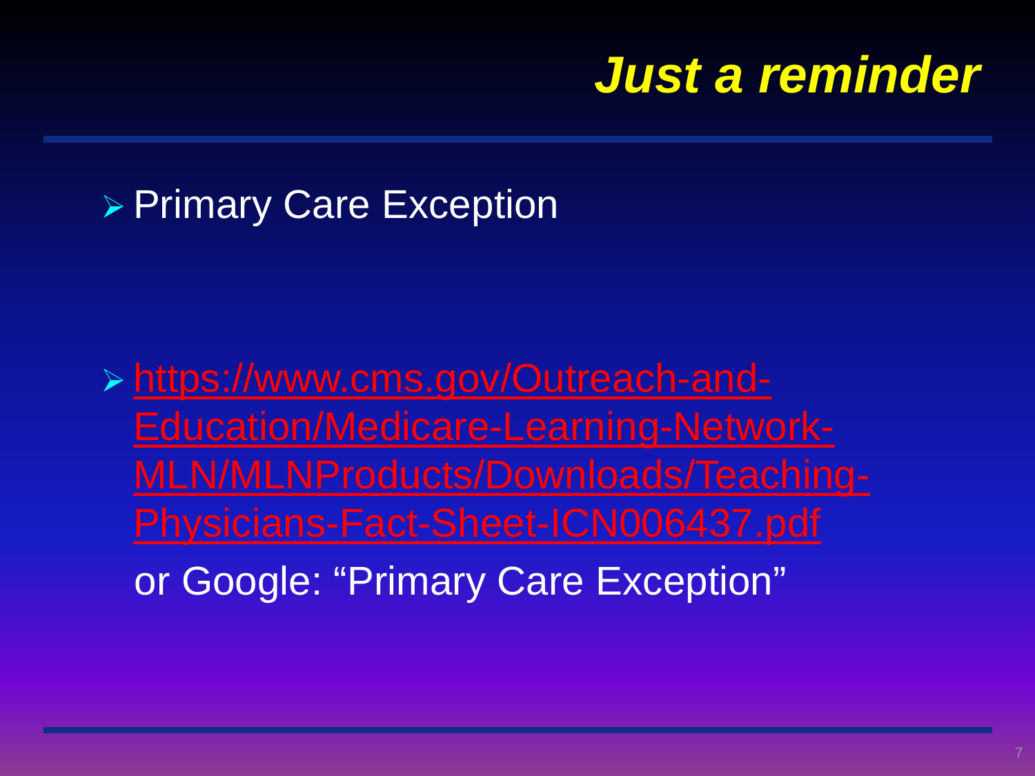# Just a reminder

- Primary Care Exception

- https://www.cms.gov/Outreach-and-Education/Medicare-Learning-Network-MLN/MLNProducts/Downloads/Teaching-Physicians-Fact-Sheet-ICN006437.pdf

  or Google: "Primary Care Exception"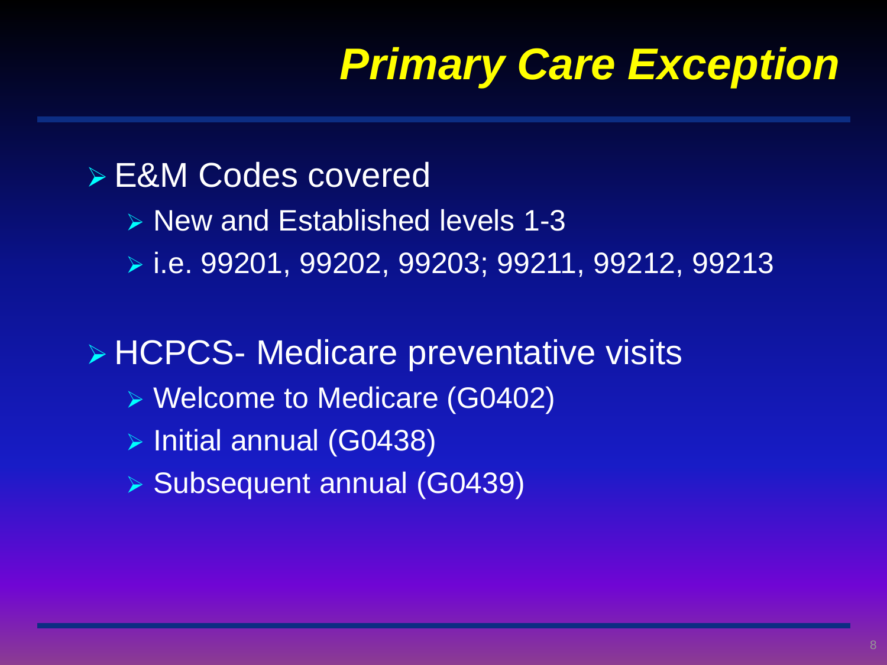# *Primary Care Exception*

- E&M Codes covered
  - New and Established levels 1-3
  - i.e. 99201, 99202, 99203; 99211, 99212, 99213

- HCPCS- Medicare preventative visits
  - Welcome to Medicare (G0402)
  - Initial annual (G0438)
  - Subsequent annual (G0439)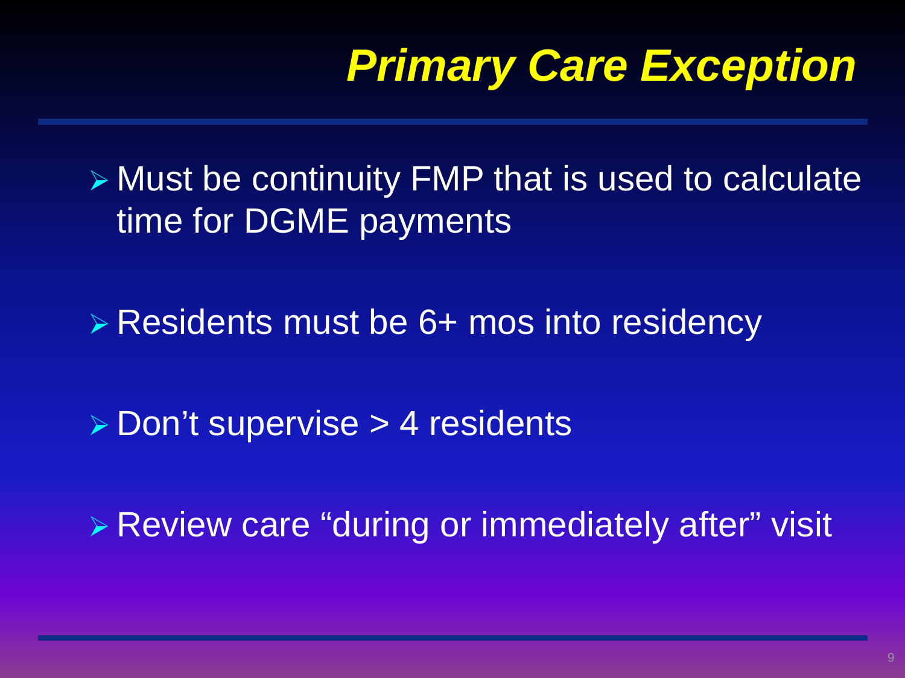# Primary Care Exception

- Must be continuity FMP that is used to calculate time for DGME payments
- Residents must be 6+ mos into residency
- Don't supervise > 4 residents
- Review care "during or immediately after" visit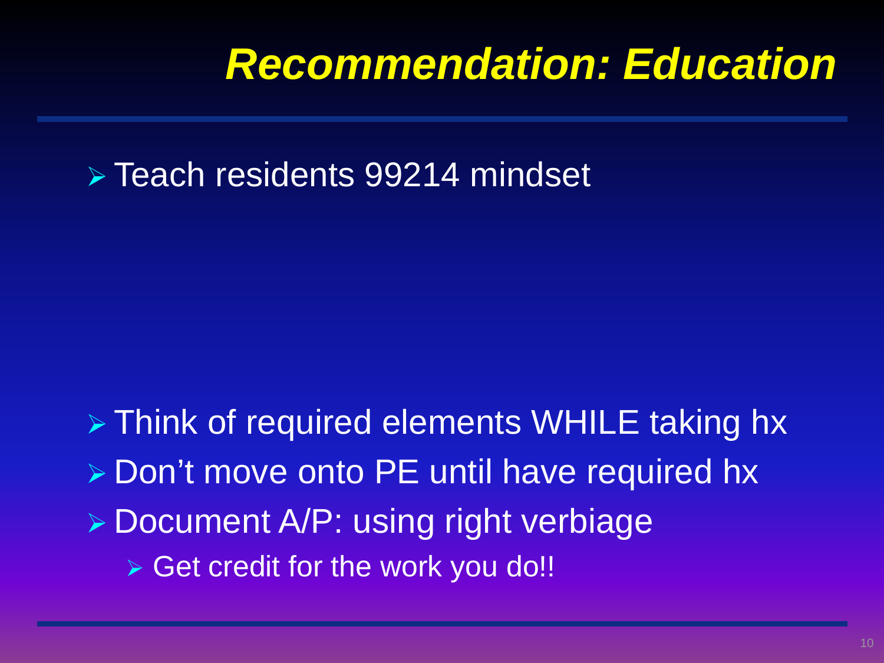# *Recommendation: Education*

- Teach residents 99214 mindset

- Think of required elements WHILE taking hx
- Don't move onto PE until have required hx
- Document A/P: using right verbiage
  - Get credit for the work you do!!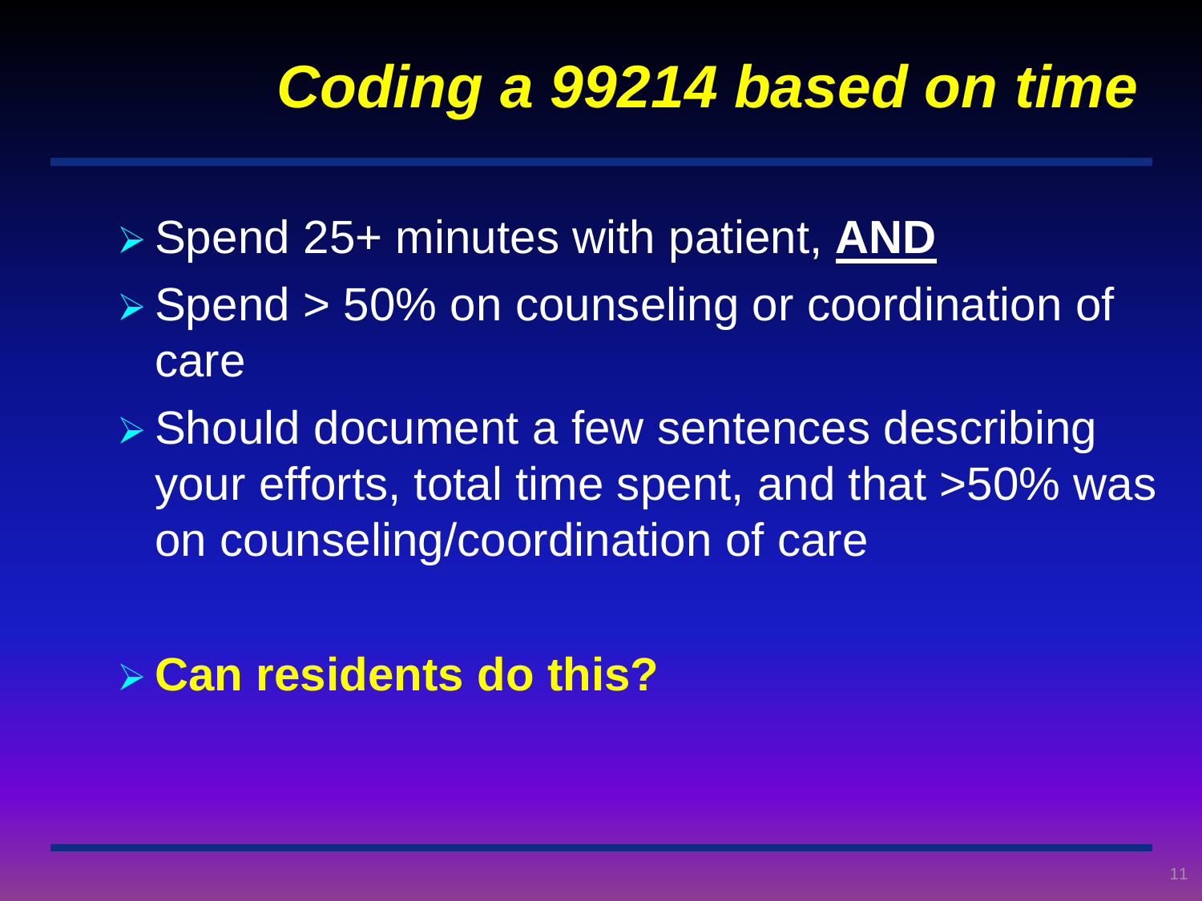# *Coding a 99214 based on time*

- Spend 25+ minutes with patient, **AND**
- Spend > 50% on counseling or coordination of care
- Should document a few sentences describing your efforts, total time spent, and that >50% was on counseling/coordination of care

- **Can residents do this?**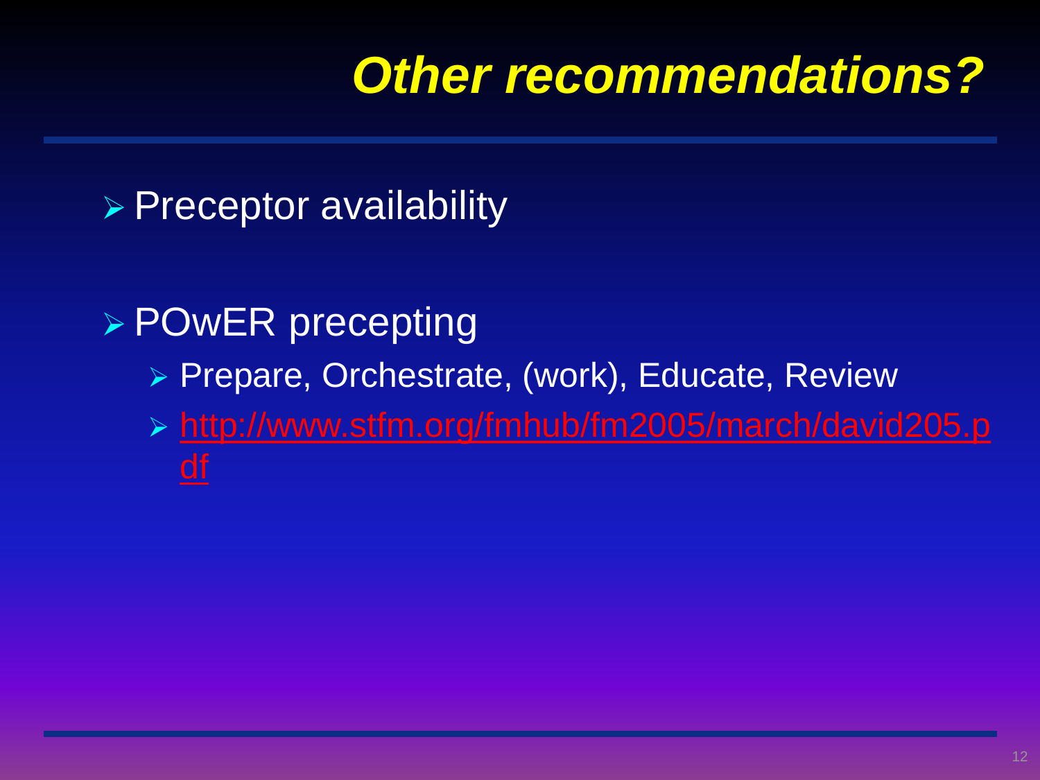# *Other recommendations?*

- Preceptor availability

- POwER precepting
  - Prepare, Orchestrate, (work), Educate, Review
  - http://www.stfm.org/fmhub/fm2005/march/david205.pdf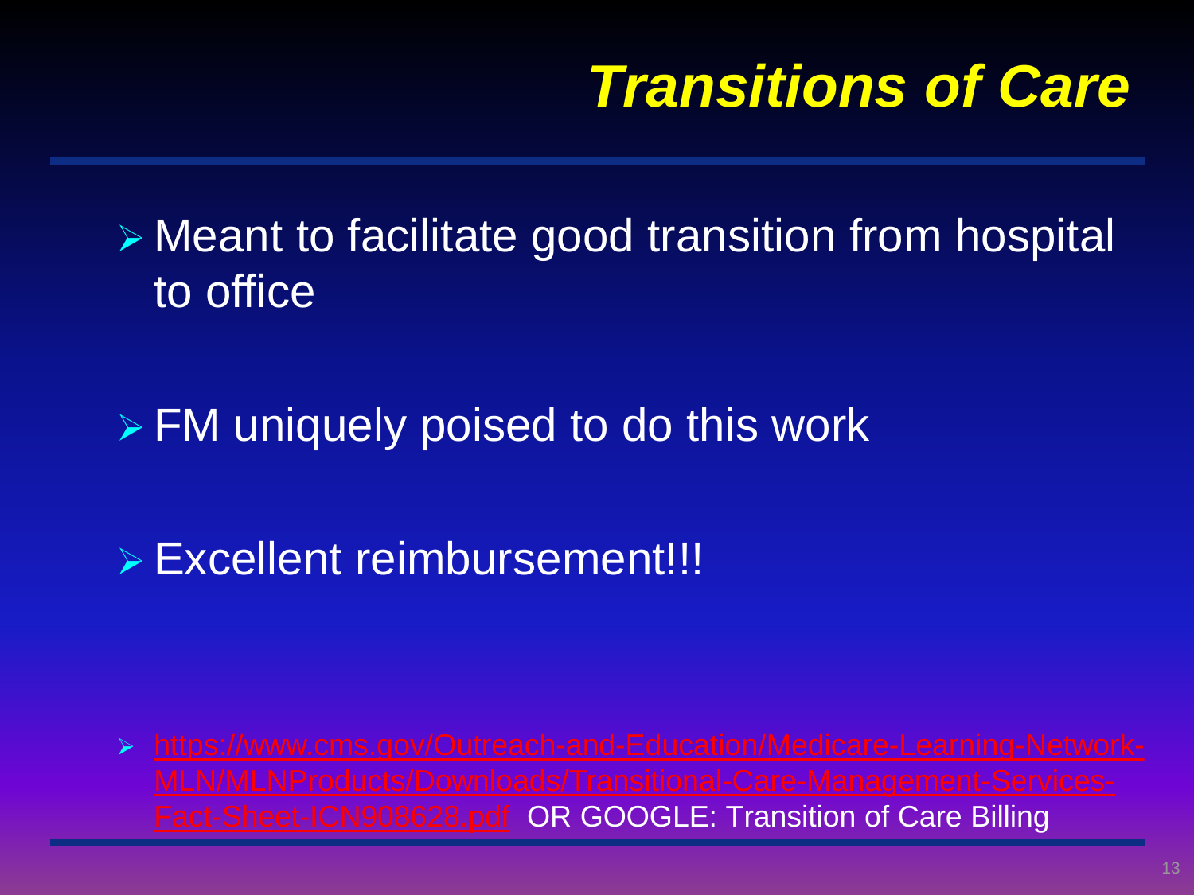# *Transitions of Care*

- Meant to facilitate good transition from hospital to office
- FM uniquely poised to do this work
- Excellent reimbursement!!!

- https://www.cms.gov/Outreach-and-Education/Medicare-Learning-Network-MLN/MLNProducts/Downloads/Transitional-Care-Management-Services-Fact-Sheet-ICN908628.pdf OR GOOGLE: Transition of Care Billing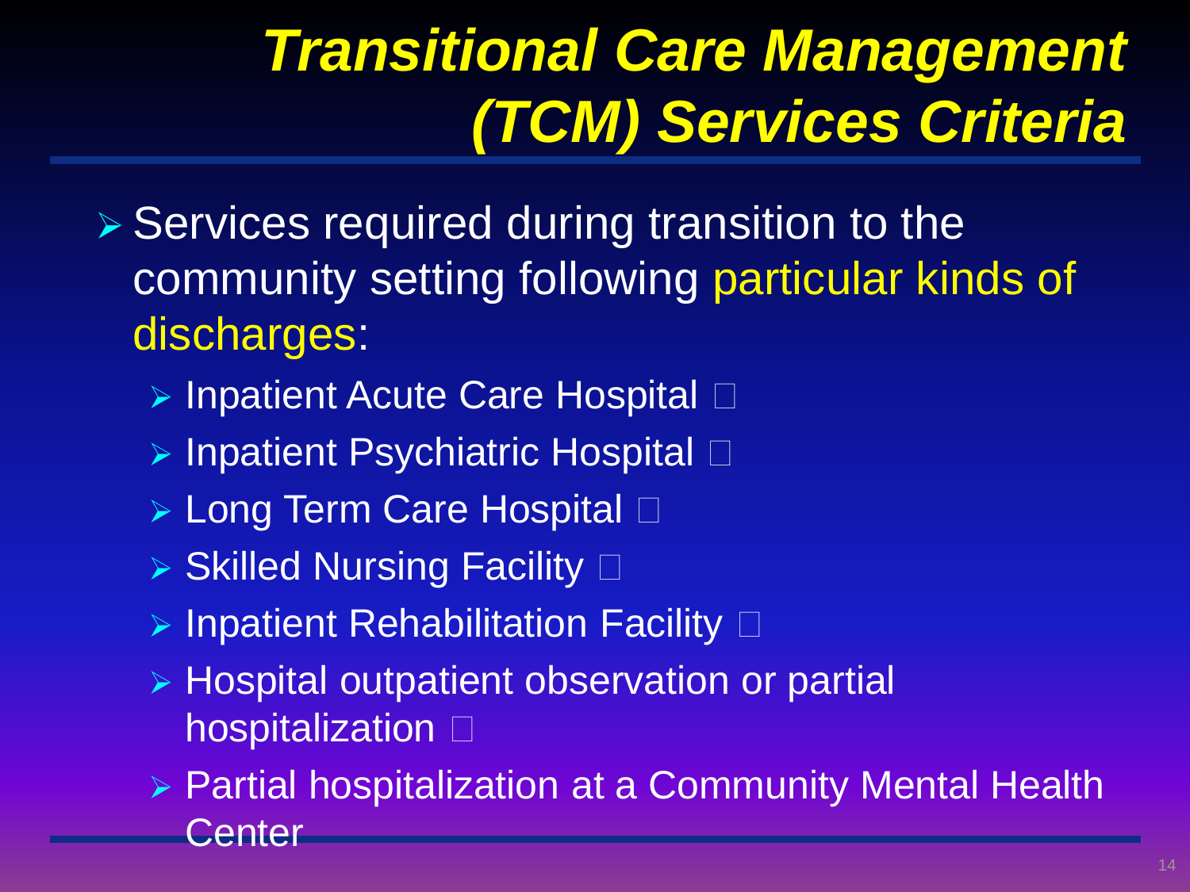# Transitional Care Management (TCM) Services Criteria

- Services required during transition to the community setting following particular kinds of discharges:
  - Inpatient Acute Care Hospital
  - Inpatient Psychiatric Hospital
  - Long Term Care Hospital
  - Skilled Nursing Facility
  - Inpatient Rehabilitation Facility
  - Hospital outpatient observation or partial hospitalization
  - Partial hospitalization at a Community Mental Health Center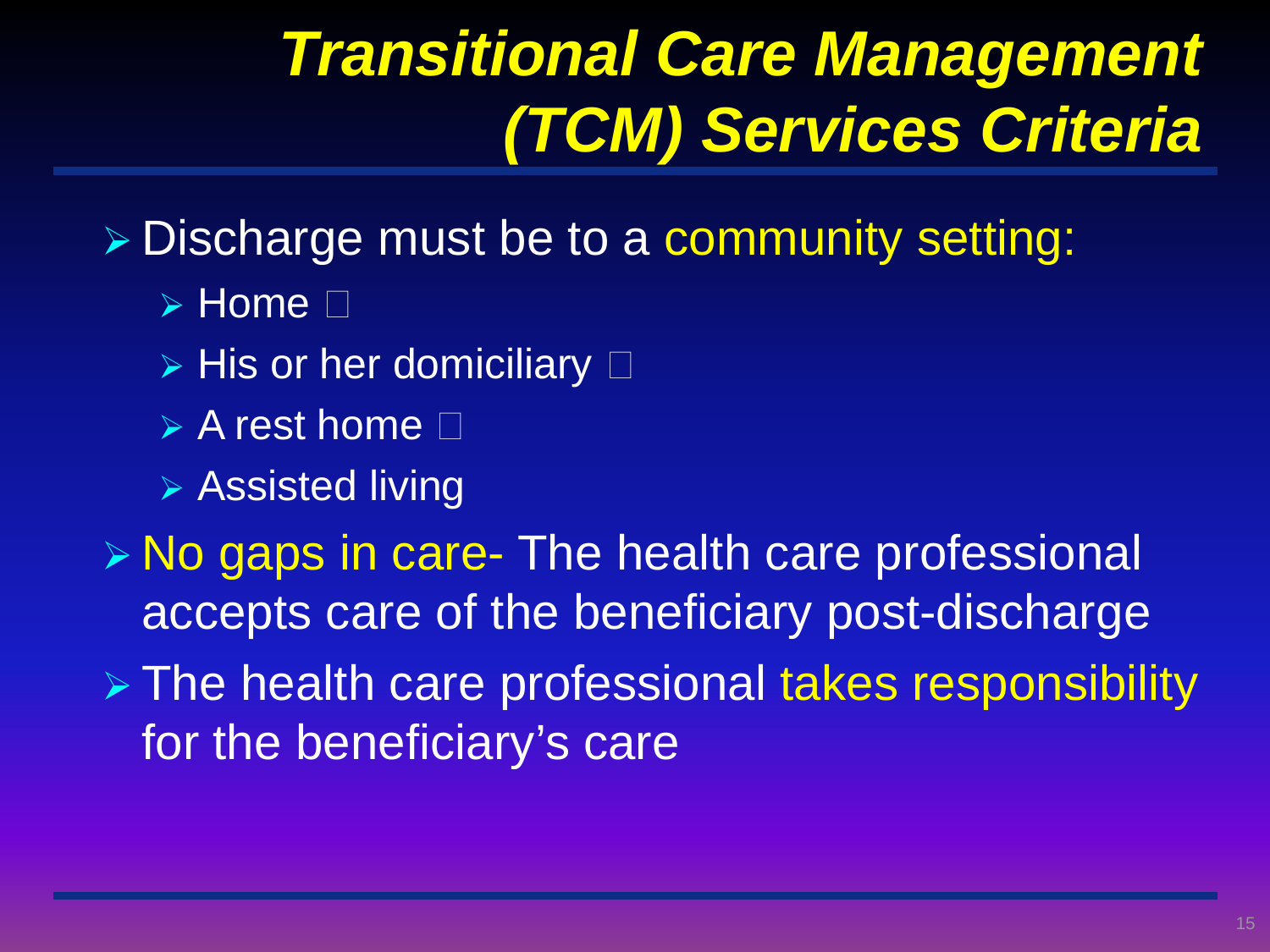# *Transitional Care Management (TCM) Services Criteria*

- Discharge must be to a community setting:
  - Home 
  - His or her domiciliary 
  - A rest home 
  - Assisted living
- No gaps in care- The health care professional accepts care of the beneficiary post-discharge
- The health care professional takes responsibility for the beneficiary’s care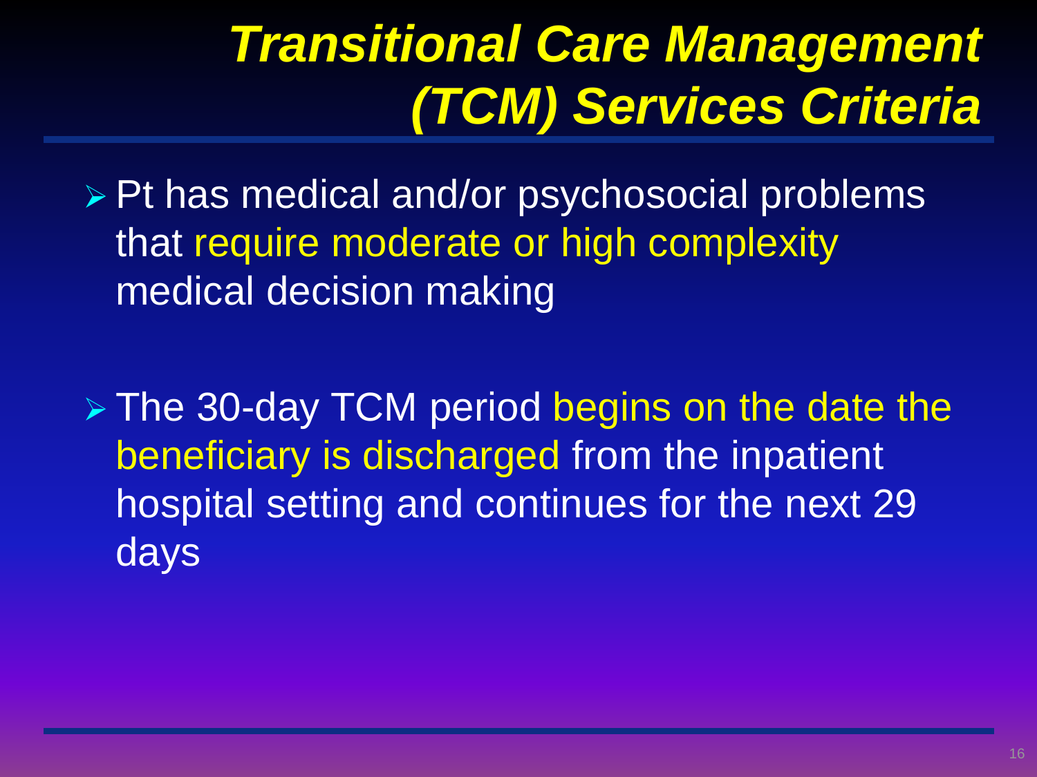# *Transitional Care Management (TCM) Services Criteria*

- Pt has medical and/or psychosocial problems that require moderate or high complexity medical decision making

- The 30-day TCM period begins on the date the beneficiary is discharged from the inpatient hospital setting and continues for the next 29 days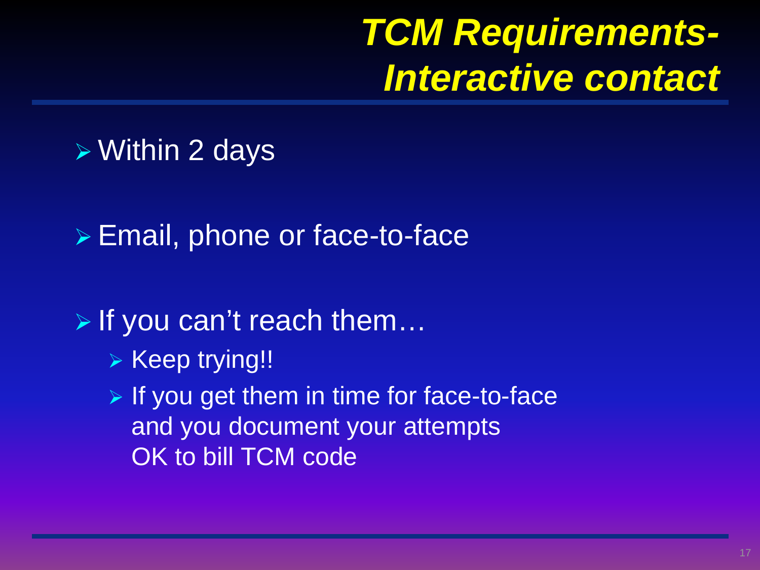# *TCM Requirements- Interactive contact*

- Within 2 days
- Email, phone or face-to-face
- If you can't reach them…
  - Keep trying!!
  - If you get them in time for face-to-face and you document your attempts OK to bill TCM code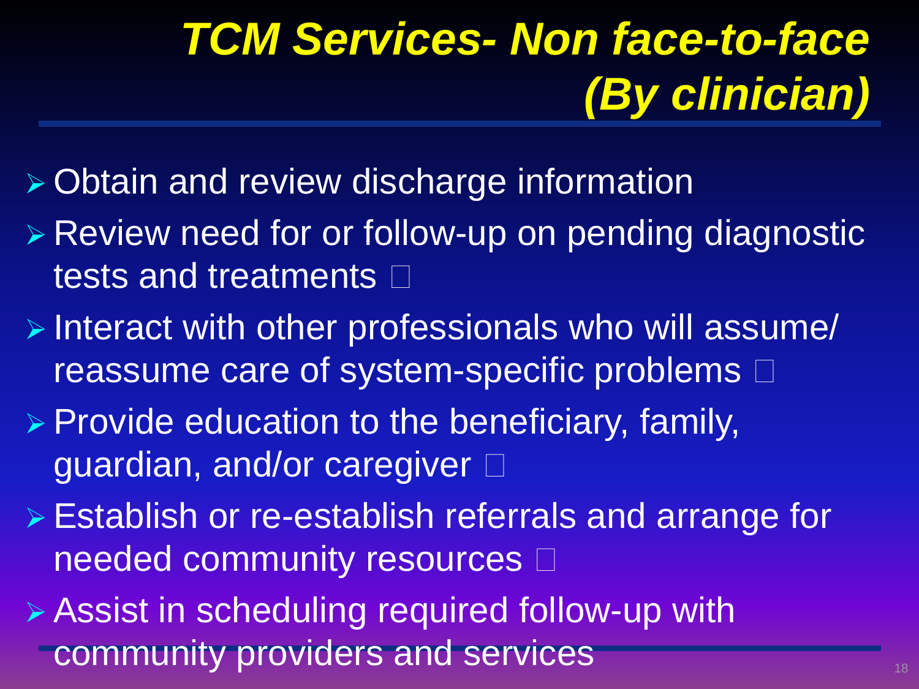# *TCM Services- Non face-to-face (By clinician)*

- Obtain and review discharge information
- Review need for or follow-up on pending diagnostic tests and treatments
- Interact with other professionals who will assume/ reassume care of system-specific problems
- Provide education to the beneficiary, family, guardian, and/or caregiver
- Establish or re-establish referrals and arrange for needed community resources
- Assist in scheduling required follow-up with community providers and services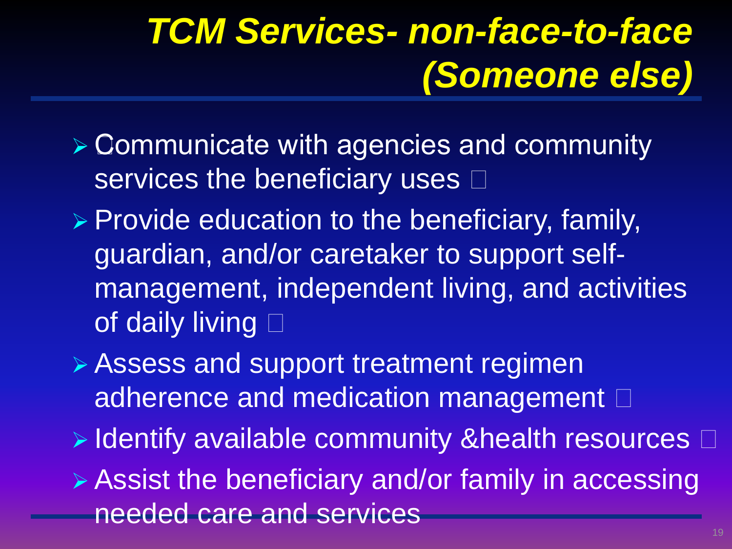# TCM Services- non-face-to-face (Someone else)

- Communicate with agencies and community services the beneficiary uses
- Provide education to the beneficiary, family, guardian, and/or caretaker to support self-management, independent living, and activities of daily living
- Assess and support treatment regimen adherence and medication management
- Identify available community &health resources
- Assist the beneficiary and/or family in accessing needed care and services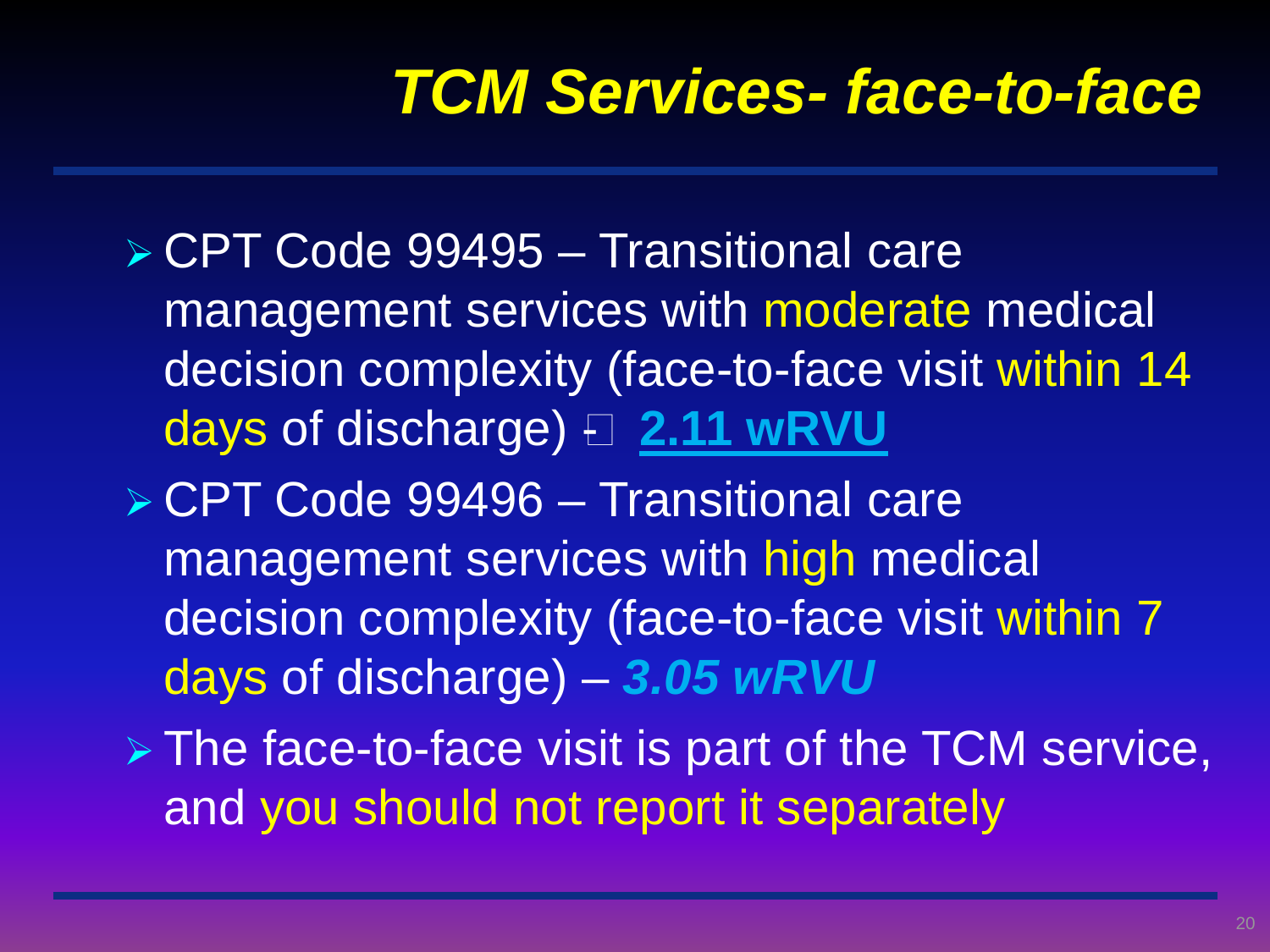# *TCM Services- face-to-face*

- CPT Code 99495 – Transitional care management services with moderate medical decision complexity (face-to-face visit within 14 days of discharge) – **2.11 wRVU**
- CPT Code 99496 – Transitional care management services with high medical decision complexity (face-to-face visit within 7 days of discharge) – ***3.05 wRVU***
- The face-to-face visit is part of the TCM service, and you should not report it separately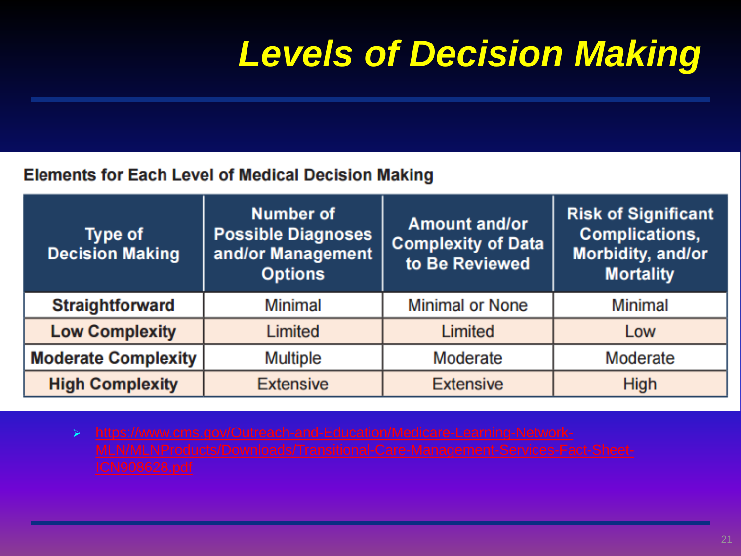# *Levels of Decision Making*

**Elements for Each Level of Medical Decision Making**

| Type of Decision Making | Number of Possible Diagnoses and/or Management Options | Amount and/or Complexity of Data to Be Reviewed | Risk of Significant Complications, Morbidity, and/or Mortality |
|---|---|---|---|
| **Straightforward** | Minimal | Minimal or None | Minimal |
| **Low Complexity** | Limited | Limited | Low |
| **Moderate Complexity** | Multiple | Moderate | Moderate |
| **High Complexity** | Extensive | Extensive | High |

- https://www.cms.gov/Outreach-and-Education/Medicare-Learning-Network-MLN/MLNProducts/Downloads/Transitional-Care-Management-Services-Fact-Sheet-ICN908628.pdf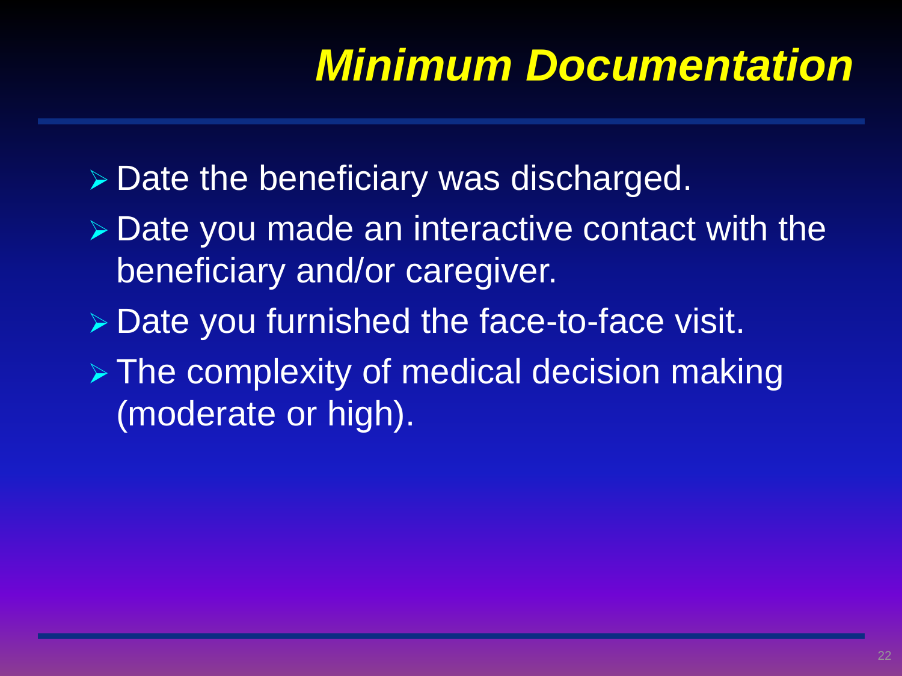# *Minimum Documentation*

- Date the beneficiary was discharged.
- Date you made an interactive contact with the beneficiary and/or caregiver.
- Date you furnished the face-to-face visit.
- The complexity of medical decision making (moderate or high).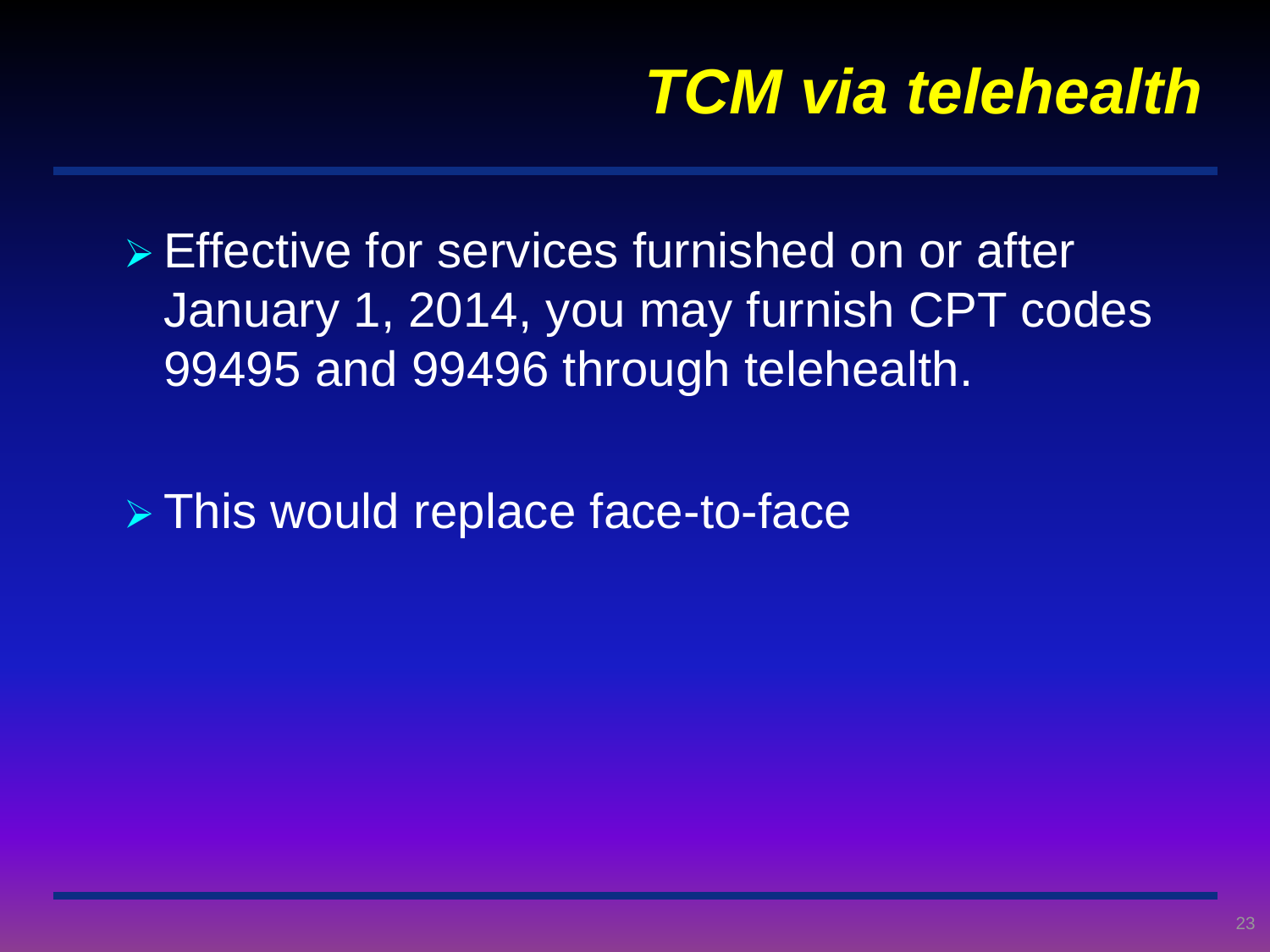# *TCM via telehealth*

- Effective for services furnished on or after January 1, 2014, you may furnish CPT codes 99495 and 99496 through telehealth.
- This would replace face-to-face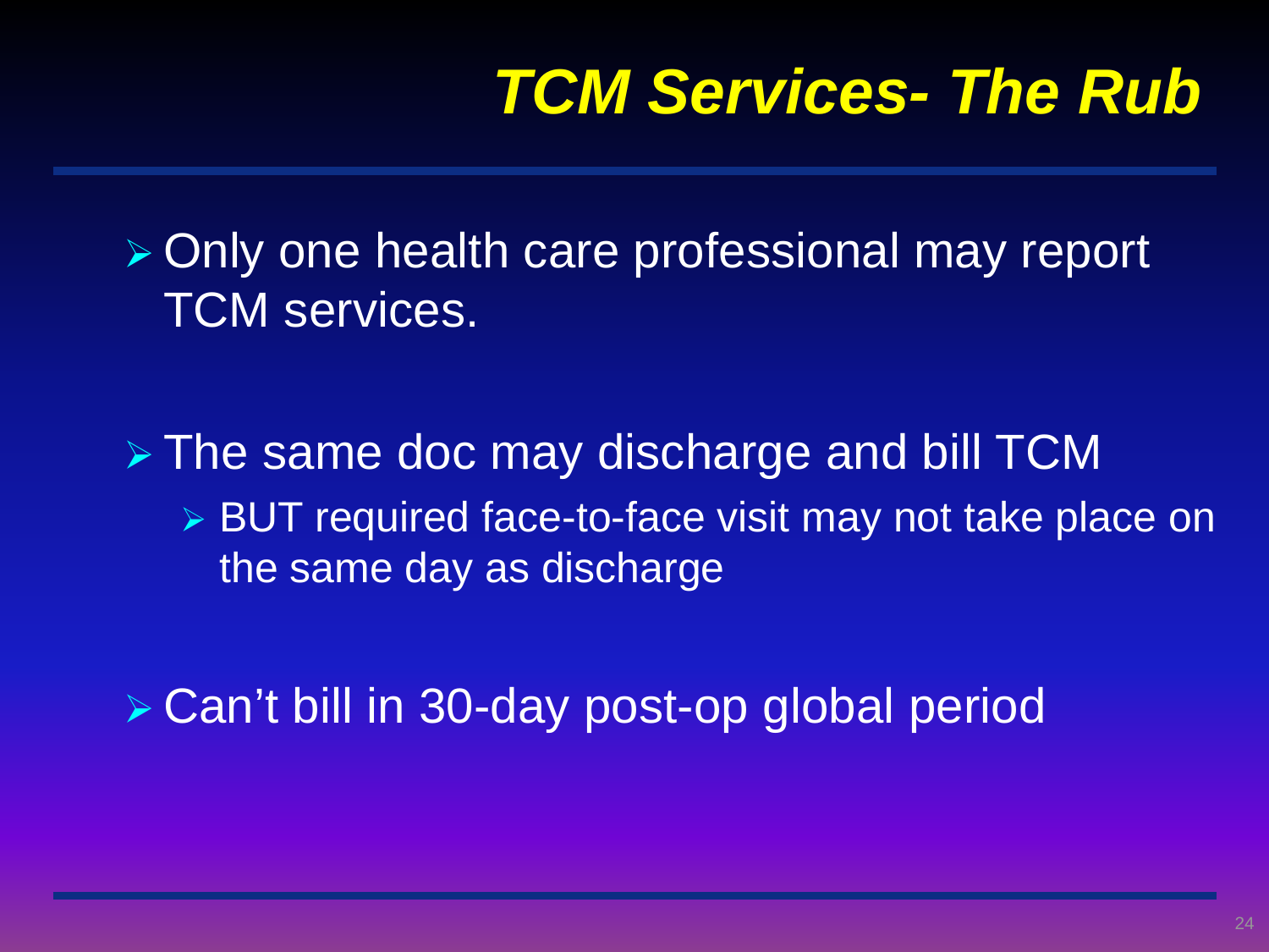# *TCM Services- The Rub*

- Only one health care professional may report TCM services.

- The same doc may discharge and bill TCM
  - BUT required face-to-face visit may not take place on the same day as discharge

- Can't bill in 30-day post-op global period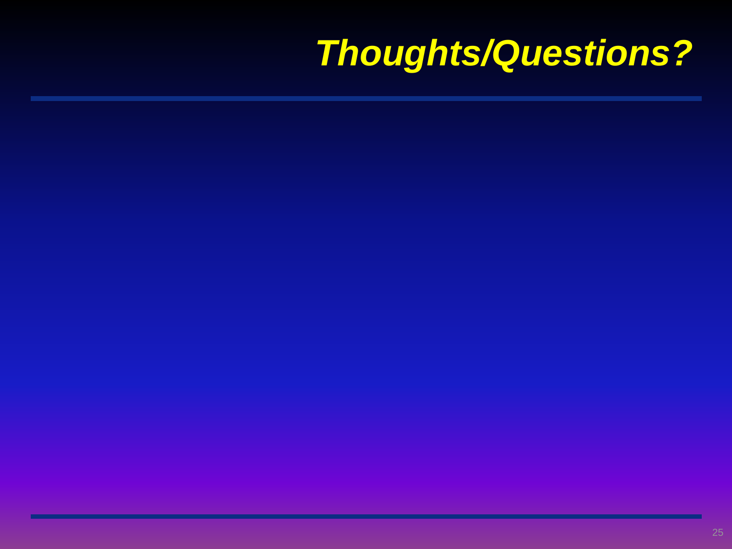# *Thoughts/Questions?*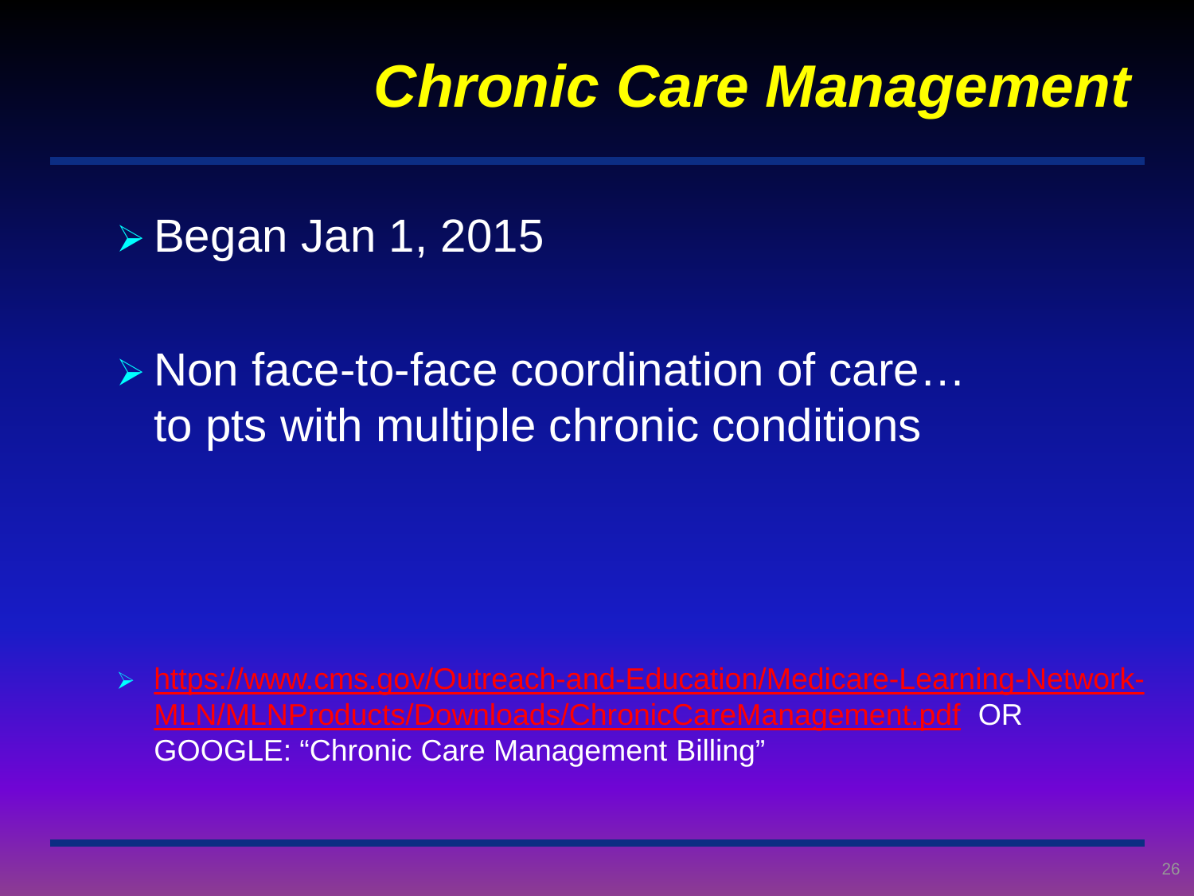# *Chronic Care Management*

- Began Jan 1, 2015
- Non face-to-face coordination of care… to pts with multiple chronic conditions

- https://www.cms.gov/Outreach-and-Education/Medicare-Learning-Network-MLN/MLNProducts/Downloads/ChronicCareManagement.pdf OR GOOGLE: "Chronic Care Management Billing"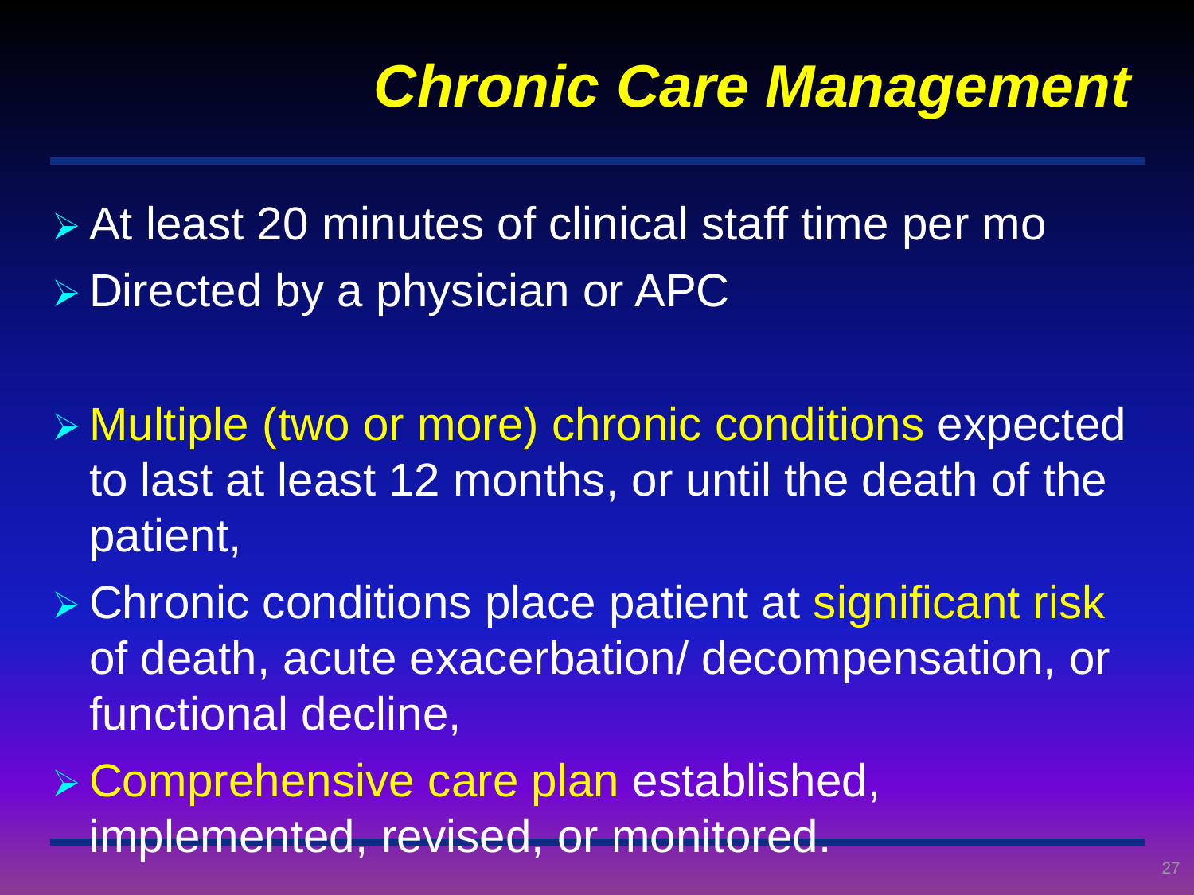# *Chronic Care Management*

- At least 20 minutes of clinical staff time per mo
- Directed by a physician or APC

- Multiple (two or more) chronic conditions expected to last at least 12 months, or until the death of the patient,
- Chronic conditions place patient at significant risk of death, acute exacerbation/ decompensation, or functional decline,
- Comprehensive care plan established, implemented, revised, or monitored.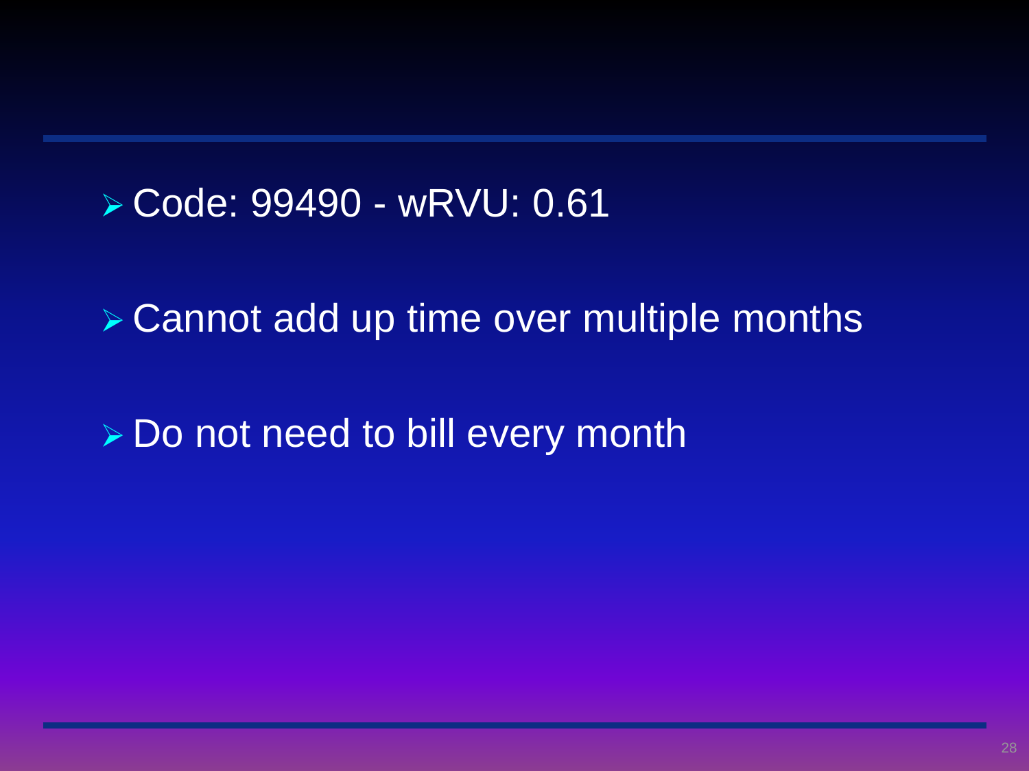- Code: 99490 - wRVU: 0.61

- Cannot add up time over multiple months

- Do not need to bill every month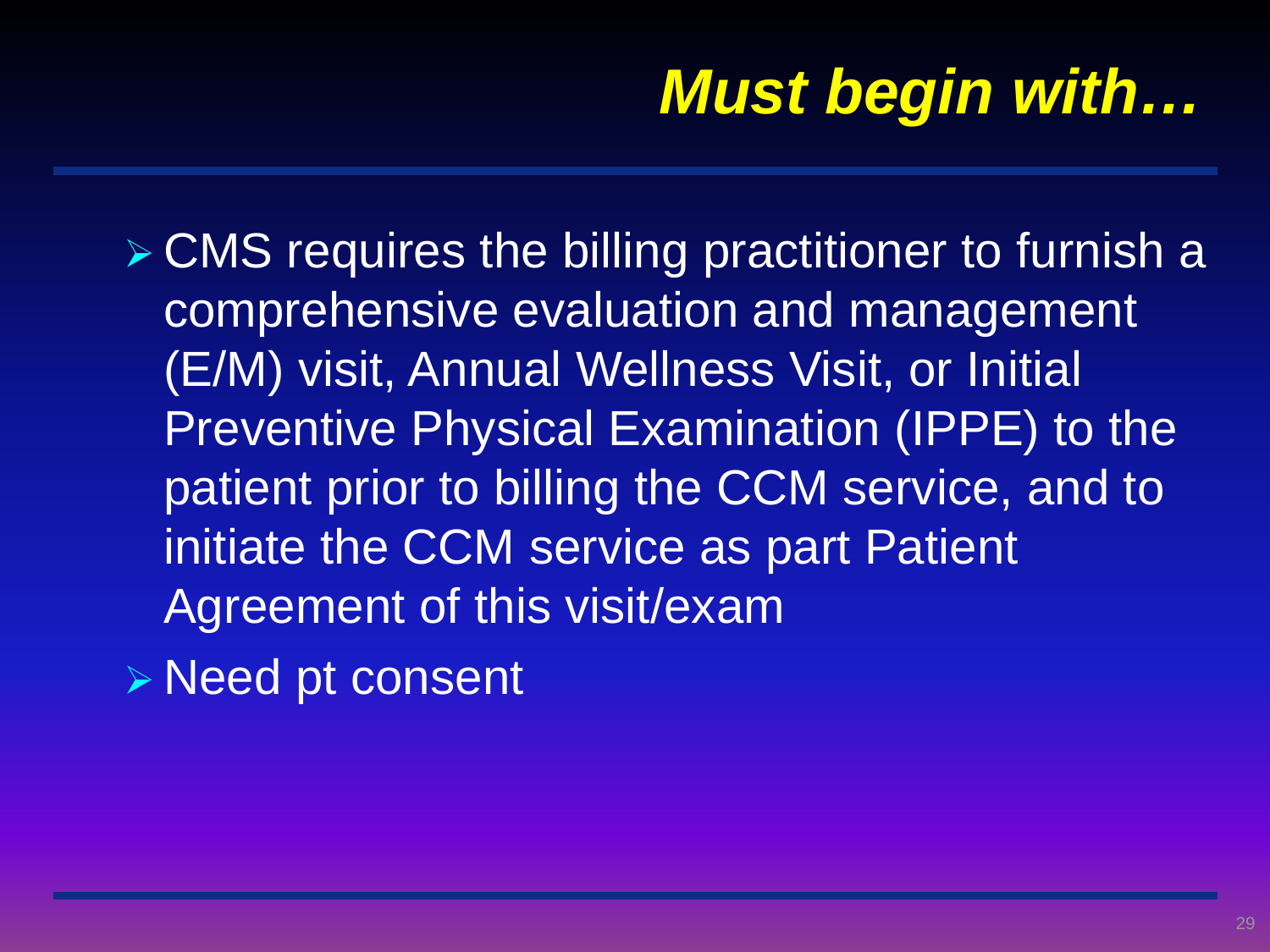# *Must begin with…*

- CMS requires the billing practitioner to furnish a comprehensive evaluation and management (E/M) visit, Annual Wellness Visit, or Initial Preventive Physical Examination (IPPE) to the patient prior to billing the CCM service, and to initiate the CCM service as part Patient Agreement of this visit/exam
- Need pt consent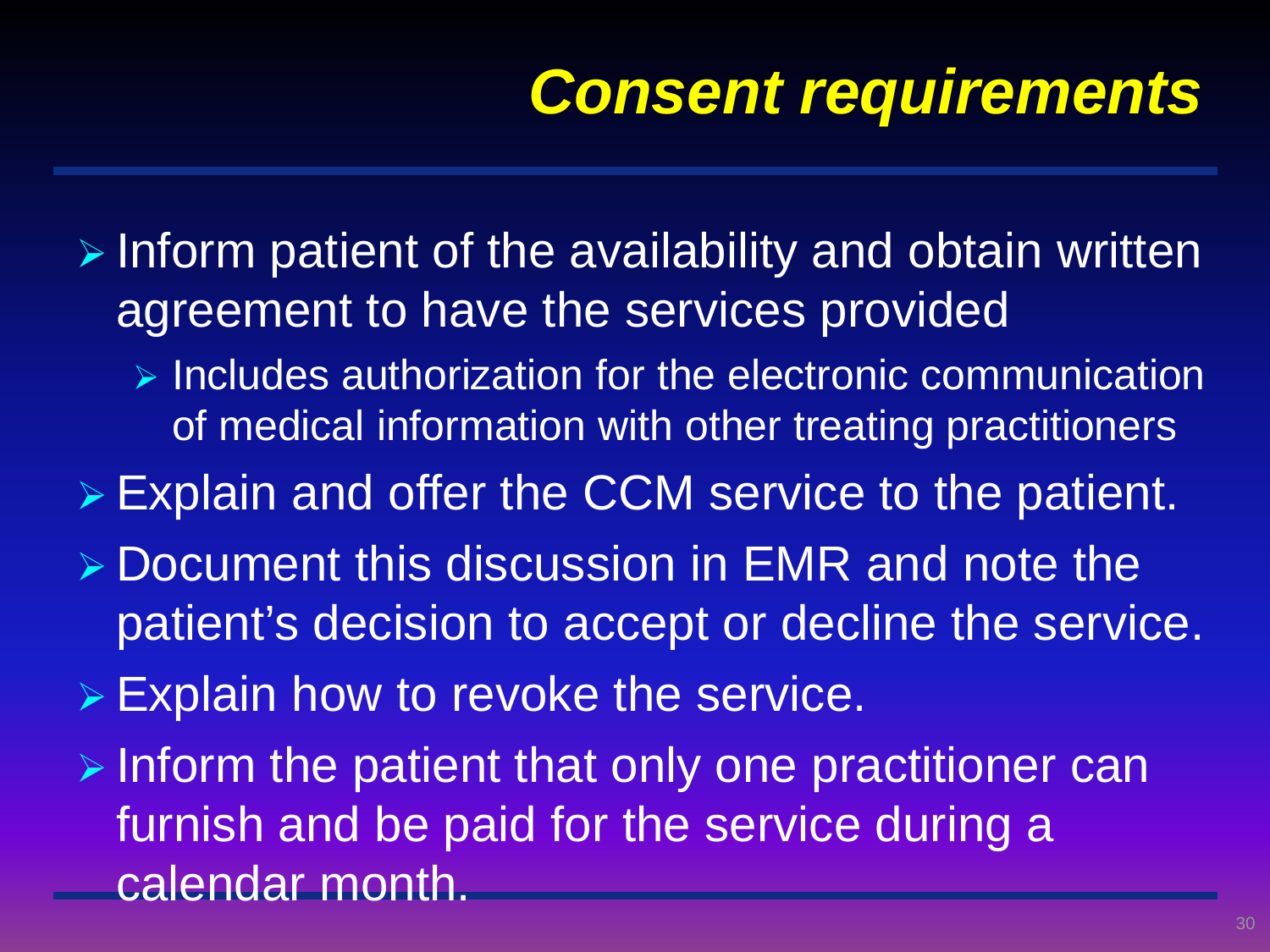# Consent requirements

- Inform patient of the availability and obtain written agreement to have the services provided
  - Includes authorization for the electronic communication of medical information with other treating practitioners
- Explain and offer the CCM service to the patient.
- Document this discussion in EMR and note the patient's decision to accept or decline the service.
- Explain how to revoke the service.
- Inform the patient that only one practitioner can furnish and be paid for the service during a calendar month.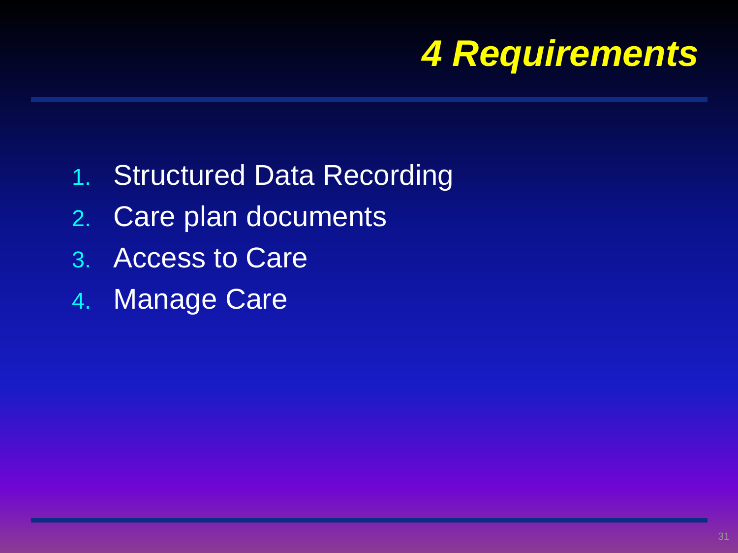# *4 Requirements*

1. Structured Data Recording
2. Care plan documents
3. Access to Care
4. Manage Care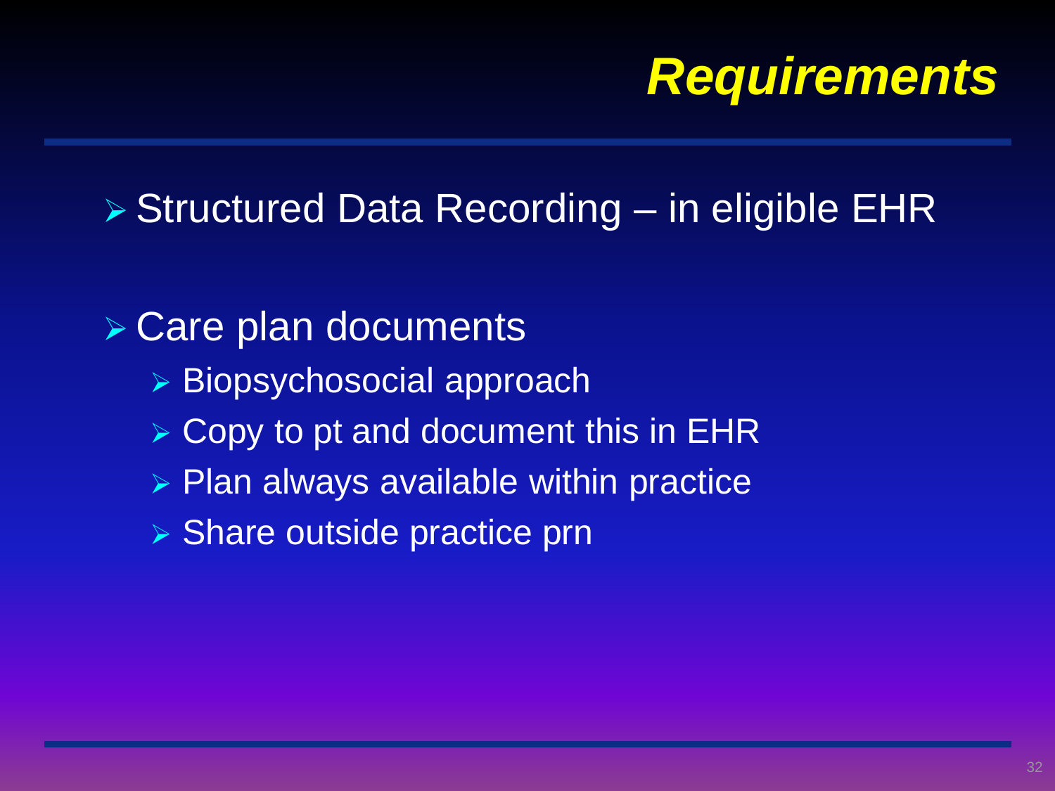# *Requirements*

- Structured Data Recording – in eligible EHR

- Care plan documents
  - Biopsychosocial approach
  - Copy to pt and document this in EHR
  - Plan always available within practice
  - Share outside practice prn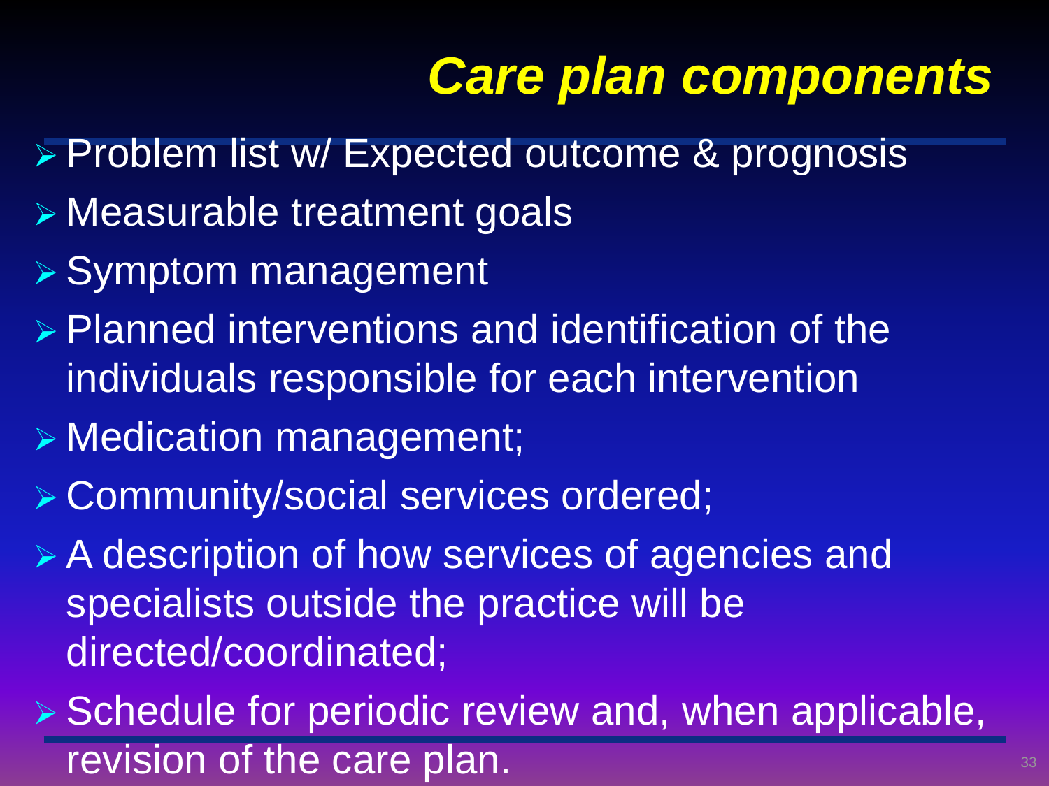# *Care plan components*

- Problem list w/ Expected outcome & prognosis
- Measurable treatment goals
- Symptom management
- Planned interventions and identification of the individuals responsible for each intervention
- Medication management;
- Community/social services ordered;
- A description of how services of agencies and specialists outside the practice will be directed/coordinated;
- Schedule for periodic review and, when applicable, revision of the care plan.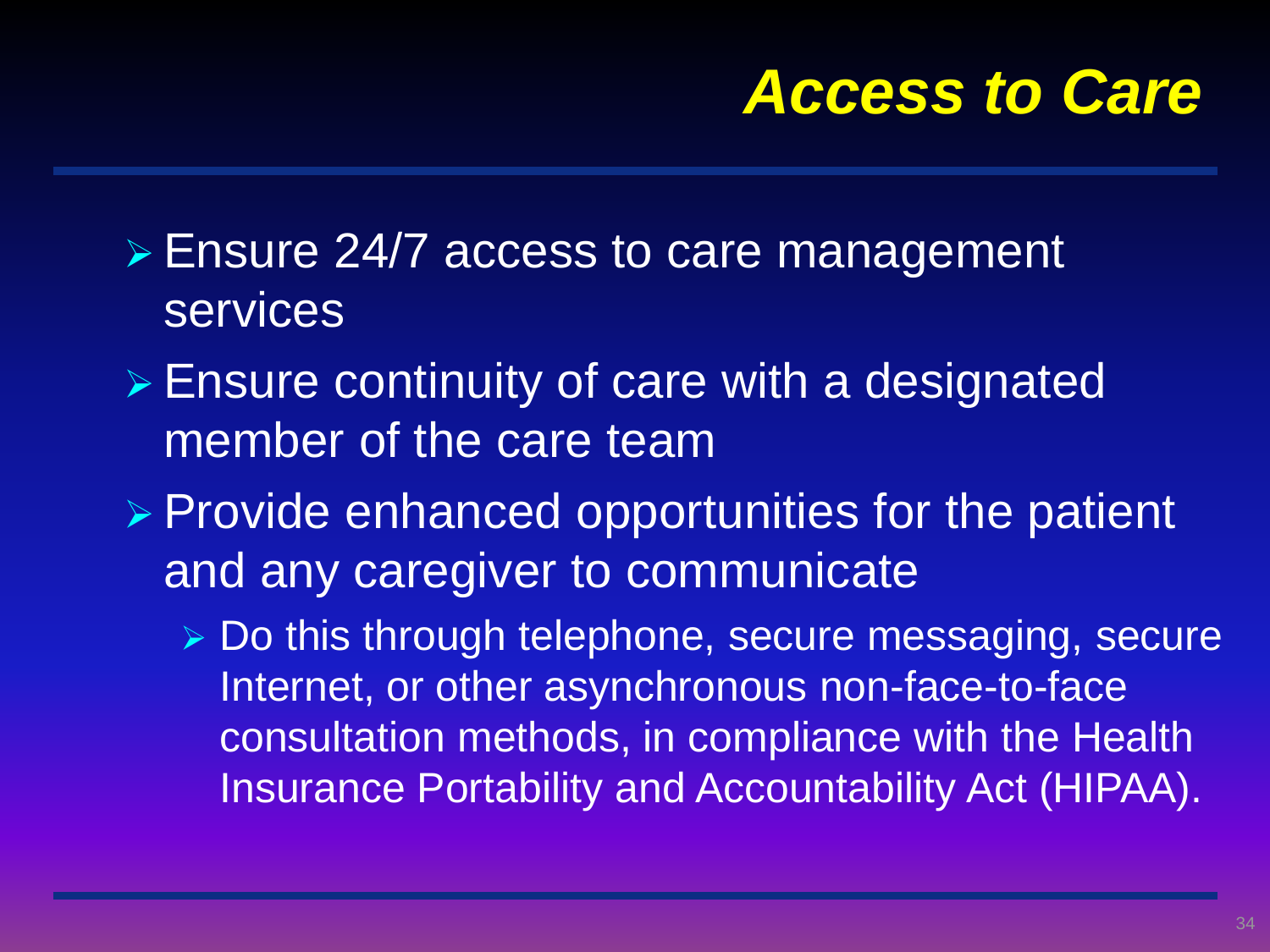# Access to Care

- Ensure 24/7 access to care management services
- Ensure continuity of care with a designated member of the care team
- Provide enhanced opportunities for the patient and any caregiver to communicate
  - Do this through telephone, secure messaging, secure Internet, or other asynchronous non-face-to-face consultation methods, in compliance with the Health Insurance Portability and Accountability Act (HIPAA).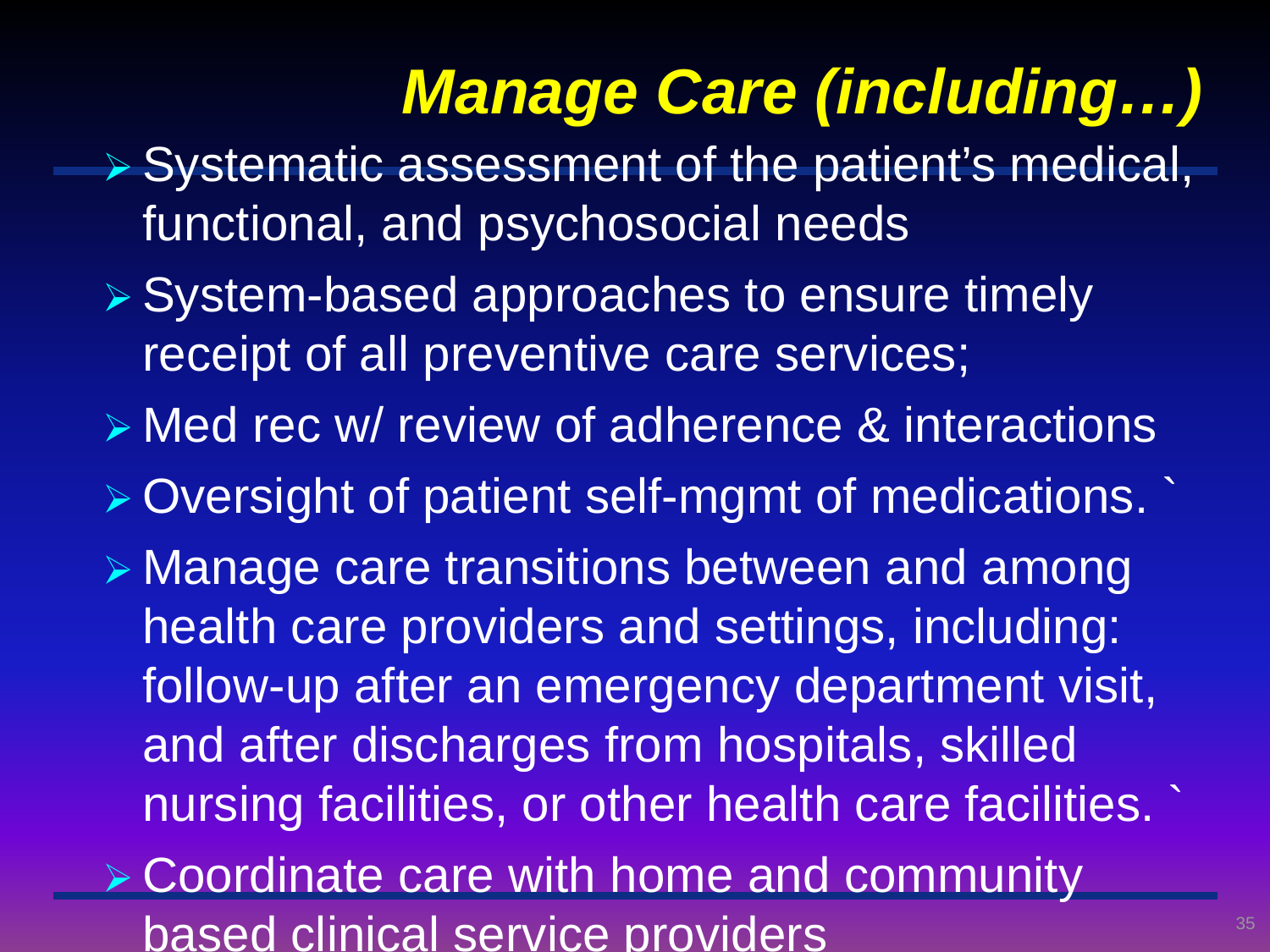# *Manage Care (including…)*

- Systematic assessment of the patient's medical, functional, and psychosocial needs
- System-based approaches to ensure timely receipt of all preventive care services;
- Med rec w/ review of adherence & interactions
- Oversight of patient self-mgmt of medications. `
- Manage care transitions between and among health care providers and settings, including: follow-up after an emergency department visit, and after discharges from hospitals, skilled nursing facilities, or other health care facilities. `
- Coordinate care with home and community based clinical service providers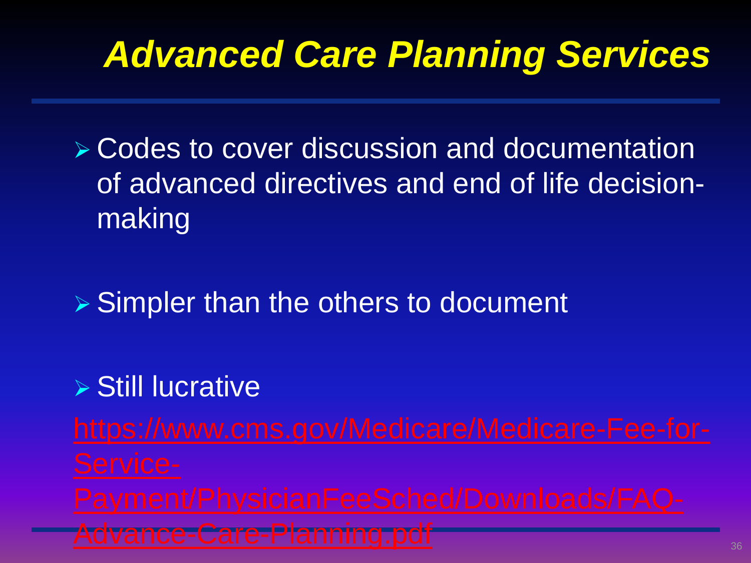# Advanced Care Planning Services

- Codes to cover discussion and documentation of advanced directives and end of life decision-making
- Simpler than the others to document
- Still lucrative

https://www.cms.gov/Medicare/Medicare-Fee-for-Service-Payment/PhysicianFeeSched/Downloads/FAQ-Advance-Care-Planning.pdf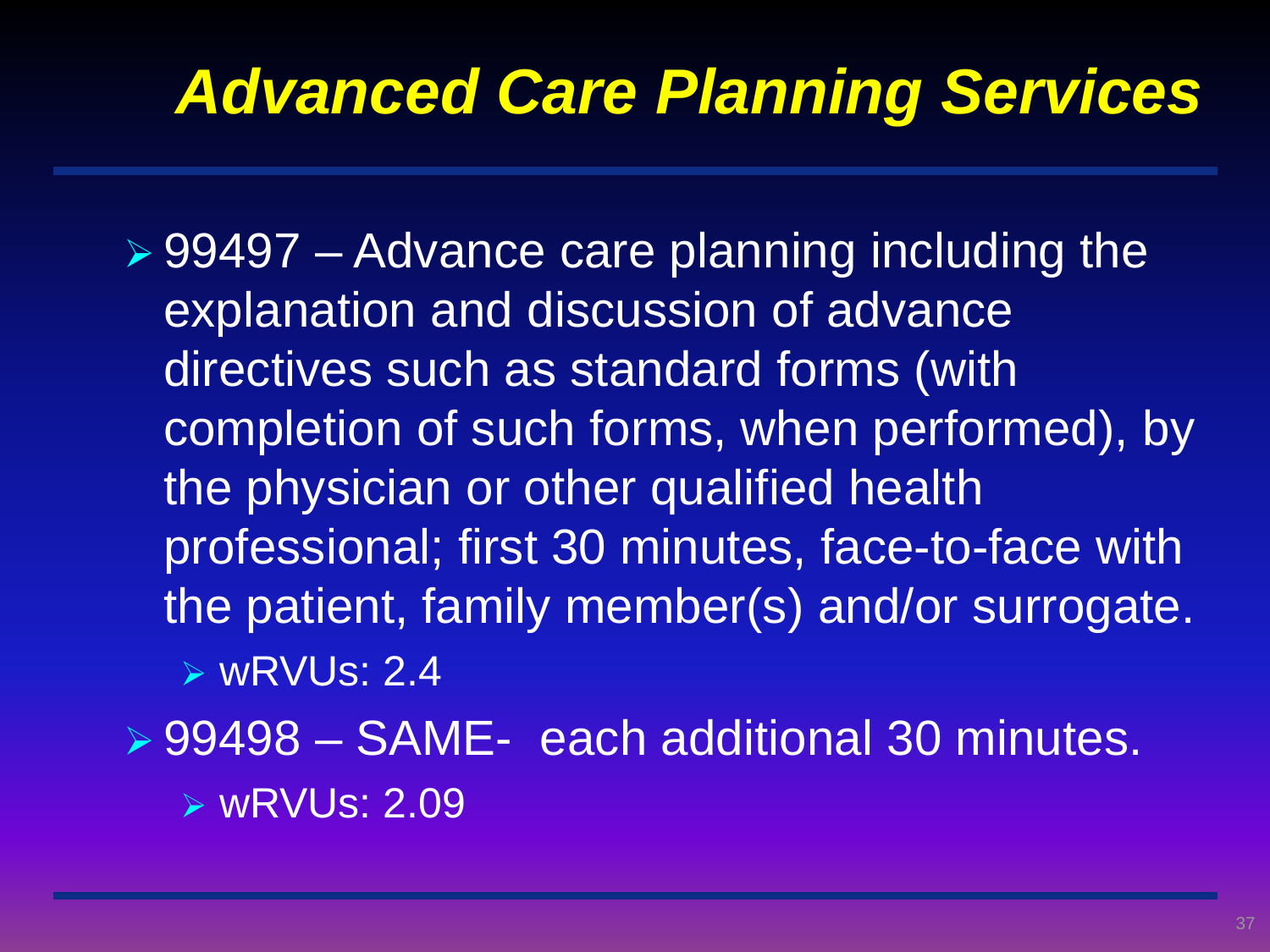# Advanced Care Planning Services

- 99497 – Advance care planning including the explanation and discussion of advance directives such as standard forms (with completion of such forms, when performed), by the physician or other qualified health professional; first 30 minutes, face-to-face with the patient, family member(s) and/or surrogate.
  - wRVUs: 2.4
- 99498 – SAME- each additional 30 minutes.
  - wRVUs: 2.09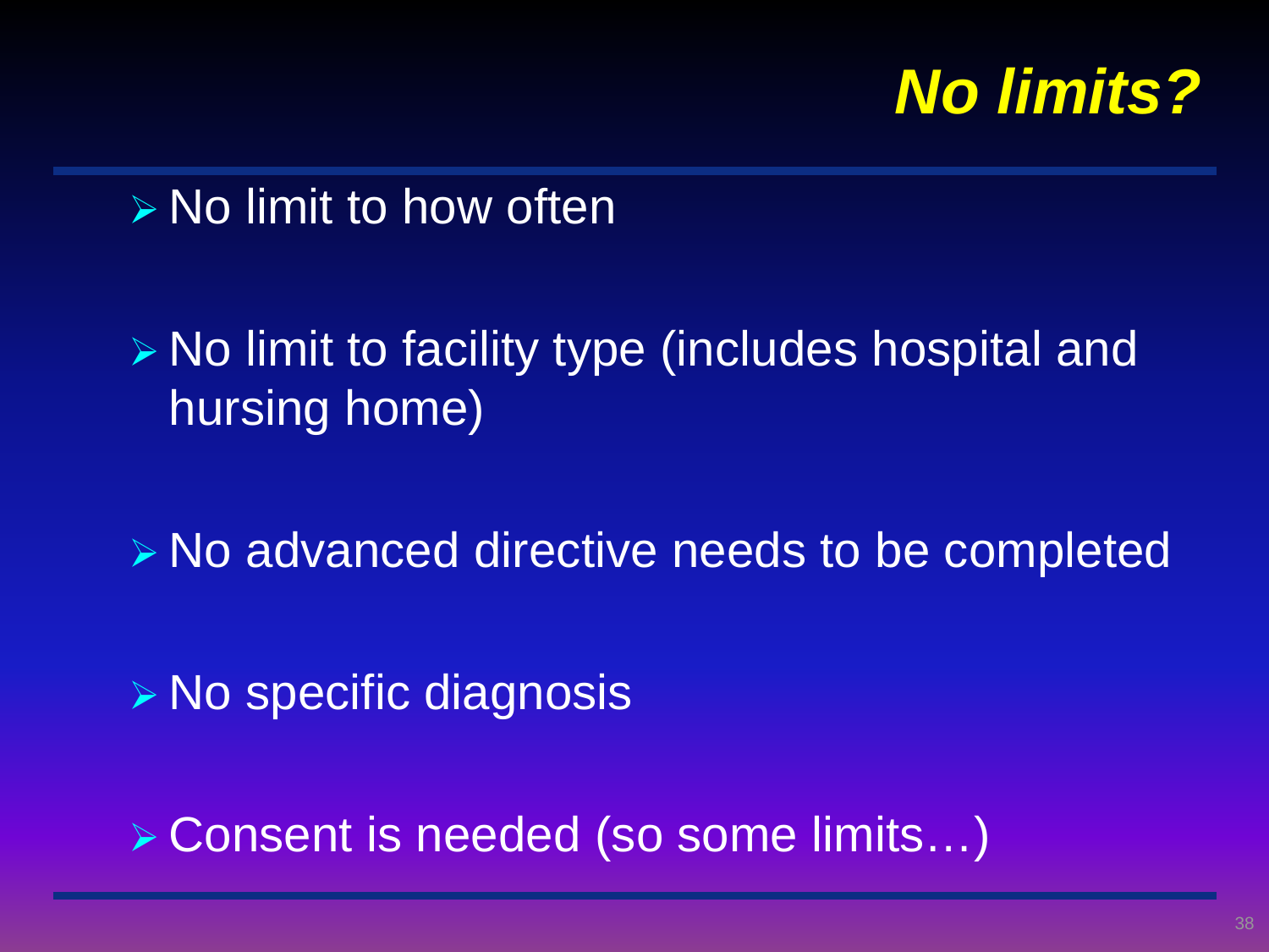# *No limits?*

- No limit to how often
- No limit to facility type (includes hospital and hursing home)
- No advanced directive needs to be completed
- No specific diagnosis
- Consent is needed (so some limits…)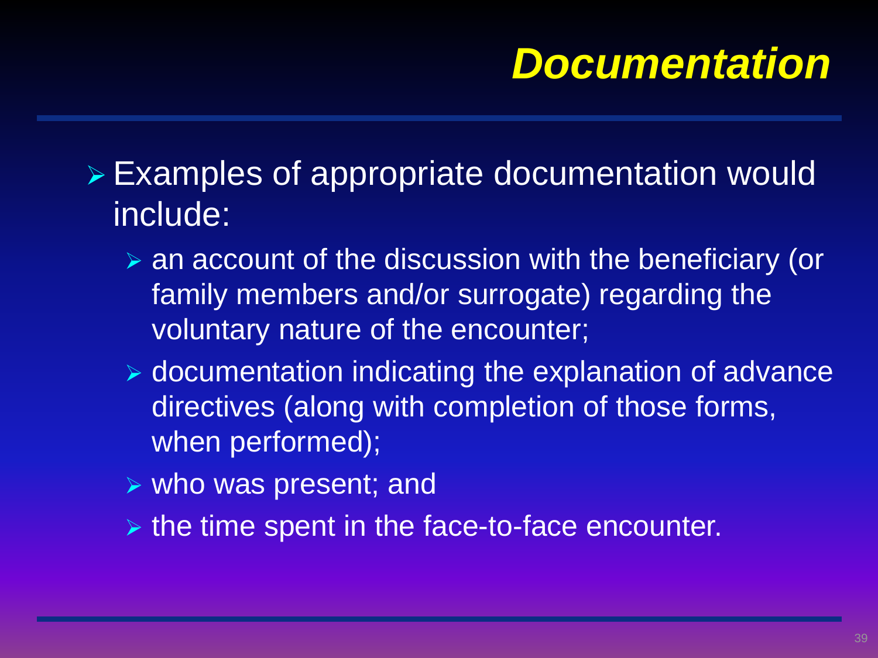# Documentation

- Examples of appropriate documentation would include:
  - an account of the discussion with the beneficiary (or family members and/or surrogate) regarding the voluntary nature of the encounter;
  - documentation indicating the explanation of advance directives (along with completion of those forms, when performed);
  - who was present; and
  - the time spent in the face-to-face encounter.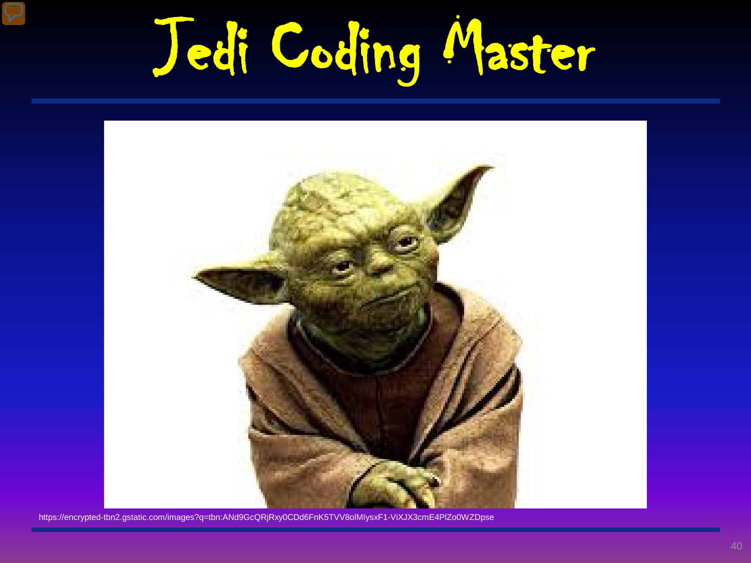# Jedi Coding Master

https://encrypted-tbn2.gstatic.com/images?q=tbn:ANd9GcQRjRxy0CDd6FnK5TVV8olMIysxF1-ViXJX3cmE4PlZo0WZDpse